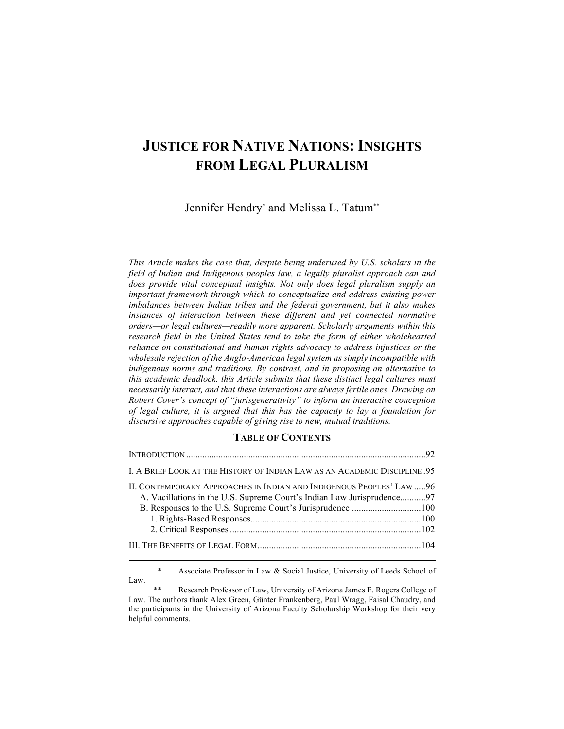# JUSTICE FOR NATIVE NATIONS: INSIGHTS FROM LEGAL PLURALISM

Jennifer Hendry[*] and Melissa L. Tatum[**]

*This Article makes the case that, despite being underused by U.S. scholars in the field of Indian and Indigenous peoples law, a legally pluralist approach can and does provide vital conceptual insights. Not only does legal pluralism supply an important framework through which to conceptualize and address existing power imbalances between Indian tribes and the federal government, but it also makes instances of interaction between these different and yet connected normative orders—or legal cultures—readily more apparent. Scholarly arguments within this research field in the United States tend to take the form of either wholehearted reliance on constitutional and human rights advocacy to address injustices or the wholesale rejection of the Anglo-American legal system as simply incompatible with indigenous norms and traditions. By contrast, and in proposing an alternative to this academic deadlock, this Article submits that these distinct legal cultures must necessarily interact, and that these interactions are always fertile ones. Drawing on Robert Cover's concept of "jurisgenerativity" to inform an interactive conception of legal culture, it is argued that this has the capacity to lay a foundation for discursive approaches capable of giving rise to new, mutual traditions.*

## TABLE OF CONTENTS

INTRODUCTION ....................................................................................................92

I. A BRIEF LOOK AT THE HISTORY OF INDIAN LAW AS AN ACADEMIC DISCIPLINE .95

II. CONTEMPORARY APPROACHES IN INDIAN AND INDIGENOUS PEOPLES' LAW .....96
- A. Vacillations in the U.S. Supreme Court's Indian Law Jurisprudence...........97
- B. Responses to the U.S. Supreme Court's Jurisprudence ..............................100
  - 1. Rights-Based Responses..........................................................................100
  - 2. Critical Responses ..................................................................................102

III. THE BENEFITS OF LEGAL FORM......................................................................104

---

\* Associate Professor in Law & Social Justice, University of Leeds School of Law.

\*\* Research Professor of Law, University of Arizona James E. Rogers College of Law. The authors thank Alex Green, Günter Frankenberg, Paul Wragg, Faisal Chaudry, and the participants in the University of Arizona Faculty Scholarship Workshop for their very helpful comments.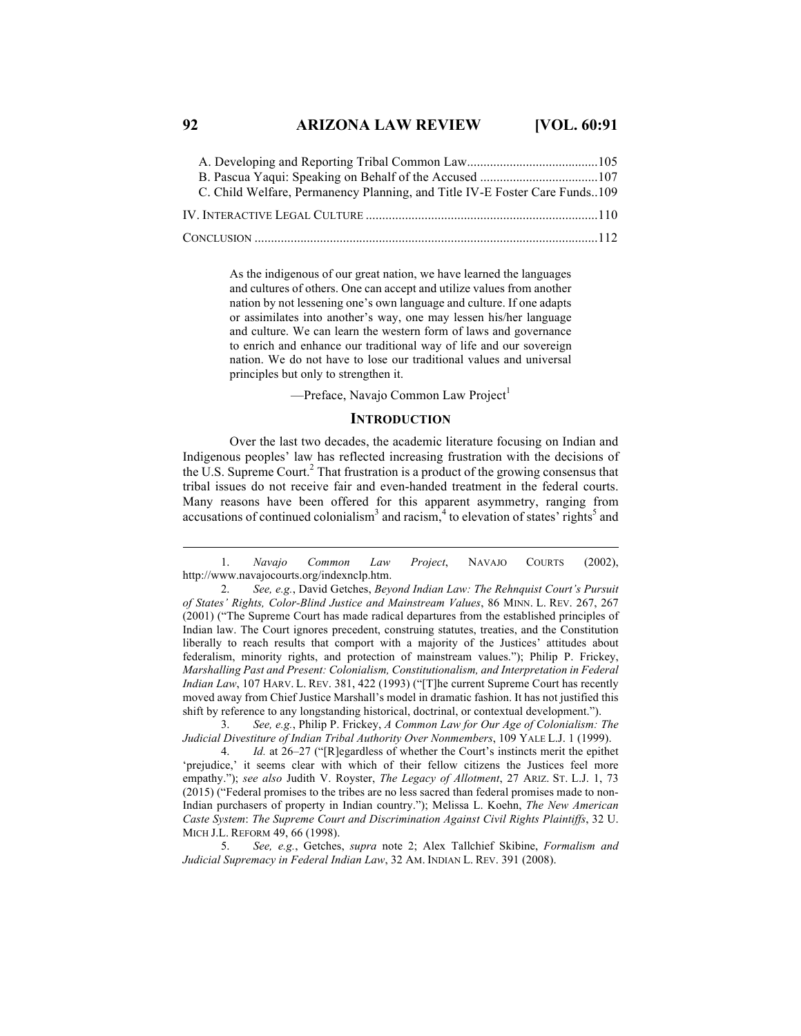A. Developing and Reporting Tribal Common Law........................................105
B. Pascua Yaqui: Speaking on Behalf of the Accused ....................................107
C. Child Welfare, Permanency Planning, and Title IV-E Foster Care Funds..109

IV. INTERACTIVE LEGAL CULTURE .......................................................................110

CONCLUSION .........................................................................................................112

> As the indigenous of our great nation, we have learned the languages and cultures of others. One can accept and utilize values from another nation by not lessening one's own language and culture. If one adapts or assimilates into another's way, one may lessen his/her language and culture. We can learn the western form of laws and governance to enrich and enhance our traditional way of life and our sovereign nation. We do not have to lose our traditional values and universal principles but only to strengthen it.
>
> —Preface, Navajo Common Law Project[1]

## INTRODUCTION

Over the last two decades, the academic literature focusing on Indian and Indigenous peoples' law has reflected increasing frustration with the decisions of the U.S. Supreme Court.[2] That frustration is a product of the growing consensus that tribal issues do not receive fair and even-handed treatment in the federal courts. Many reasons have been offered for this apparent asymmetry, ranging from accusations of continued colonialism[3] and racism,[4] to elevation of states' rights[5] and

---

1. *Navajo Common Law Project*, NAVAJO COURTS (2002), http://www.navajocourts.org/indexnclp.htm.

2. *See, e.g.*, David Getches, *Beyond Indian Law: The Rehnquist Court's Pursuit of States' Rights, Color-Blind Justice and Mainstream Values*, 86 MINN. L. REV. 267, 267 (2001) ("The Supreme Court has made radical departures from the established principles of Indian law. The Court ignores precedent, construing statutes, treaties, and the Constitution liberally to reach results that comport with a majority of the Justices' attitudes about federalism, minority rights, and protection of mainstream values."); Philip P. Frickey, *Marshalling Past and Present: Colonialism, Constitutionalism, and Interpretation in Federal Indian Law*, 107 HARV. L. REV. 381, 422 (1993) ("[T]he current Supreme Court has recently moved away from Chief Justice Marshall's model in dramatic fashion. It has not justified this shift by reference to any longstanding historical, doctrinal, or contextual development.").

3. *See, e.g.*, Philip P. Frickey, *A Common Law for Our Age of Colonialism: The Judicial Divestiture of Indian Tribal Authority Over Nonmembers*, 109 YALE L.J. 1 (1999).

4. *Id.* at 26–27 ("[R]egardless of whether the Court's instincts merit the epithet 'prejudice,' it seems clear with which of their fellow citizens the Justices feel more empathy."); *see also* Judith V. Royster, *The Legacy of Allotment*, 27 ARIZ. ST. L.J. 1, 73 (2015) ("Federal promises to the tribes are no less sacred than federal promises made to non-Indian purchasers of property in Indian country."); Melissa L. Koehn, *The New American Caste System*: *The Supreme Court and Discrimination Against Civil Rights Plaintiffs*, 32 U. MICH J.L. REFORM 49, 66 (1998).

5. *See, e.g.*, Getches, *supra* note 2; Alex Tallchief Skibine, *Formalism and Judicial Supremacy in Federal Indian Law*, 32 AM. INDIAN L. REV. 391 (2008).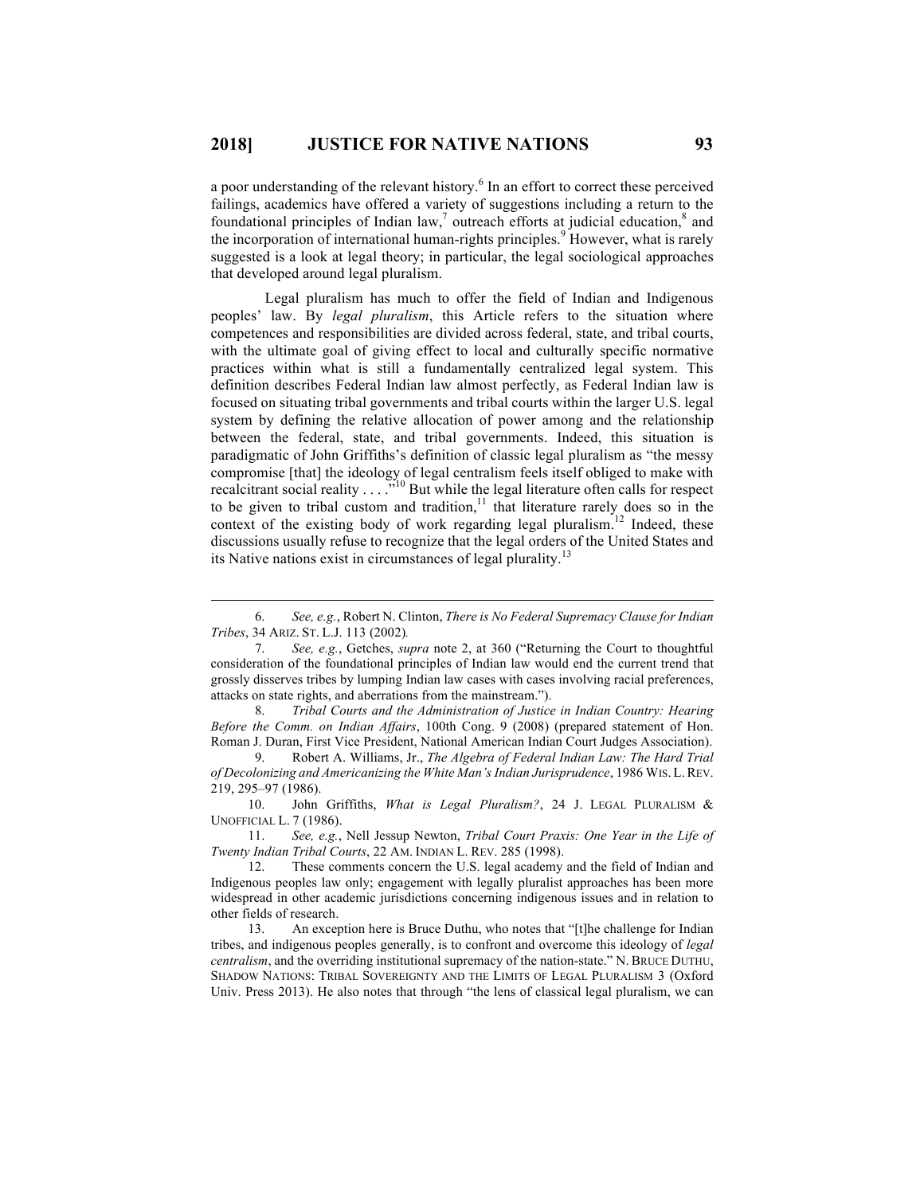a poor understanding of the relevant history.[6] In an effort to correct these perceived failings, academics have offered a variety of suggestions including a return to the foundational principles of Indian law,[7] outreach efforts at judicial education,[8] and the incorporation of international human-rights principles.[9] However, what is rarely suggested is a look at legal theory; in particular, the legal sociological approaches that developed around legal pluralism.

Legal pluralism has much to offer the field of Indian and Indigenous peoples' law. By *legal pluralism*, this Article refers to the situation where competences and responsibilities are divided across federal, state, and tribal courts, with the ultimate goal of giving effect to local and culturally specific normative practices within what is still a fundamentally centralized legal system. This definition describes Federal Indian law almost perfectly, as Federal Indian law is focused on situating tribal governments and tribal courts within the larger U.S. legal system by defining the relative allocation of power among and the relationship between the federal, state, and tribal governments. Indeed, this situation is paradigmatic of John Griffiths's definition of classic legal pluralism as "the messy compromise [that] the ideology of legal centralism feels itself obliged to make with recalcitrant social reality . . . ."[10] But while the legal literature often calls for respect to be given to tribal custom and tradition,[11] that literature rarely does so in the context of the existing body of work regarding legal pluralism.[12] Indeed, these discussions usually refuse to recognize that the legal orders of the United States and its Native nations exist in circumstances of legal plurality.[13]

---

6. *See, e.g.*, Robert N. Clinton, *There is No Federal Supremacy Clause for Indian Tribes*, 34 ARIZ. ST. L.J. 113 (2002).

7. *See, e.g.*, Getches, *supra* note 2, at 360 ("Returning the Court to thoughtful consideration of the foundational principles of Indian law would end the current trend that grossly disserves tribes by lumping Indian law cases with cases involving racial preferences, attacks on state rights, and aberrations from the mainstream.").

8. *Tribal Courts and the Administration of Justice in Indian Country: Hearing Before the Comm. on Indian Affairs*, 100th Cong. 9 (2008) (prepared statement of Hon. Roman J. Duran, First Vice President, National American Indian Court Judges Association).

9. Robert A. Williams, Jr., *The Algebra of Federal Indian Law: The Hard Trial of Decolonizing and Americanizing the White Man's Indian Jurisprudence*, 1986 WIS. L. REV. 219, 295–97 (1986).

10. John Griffiths, *What is Legal Pluralism?*, 24 J. LEGAL PLURALISM & UNOFFICIAL L. 7 (1986).

11. *See, e.g.*, Nell Jessup Newton, *Tribal Court Praxis: One Year in the Life of Twenty Indian Tribal Courts*, 22 AM. INDIAN L. REV. 285 (1998).

12. These comments concern the U.S. legal academy and the field of Indian and Indigenous peoples law only; engagement with legally pluralist approaches has been more widespread in other academic jurisdictions concerning indigenous issues and in relation to other fields of research.

13. An exception here is Bruce Duthu, who notes that "[t]he challenge for Indian tribes, and indigenous peoples generally, is to confront and overcome this ideology of *legal centralism*, and the overriding institutional supremacy of the nation-state." N. BRUCE DUTHU, SHADOW NATIONS: TRIBAL SOVEREIGNTY AND THE LIMITS OF LEGAL PLURALISM 3 (Oxford Univ. Press 2013). He also notes that through "the lens of classical legal pluralism, we can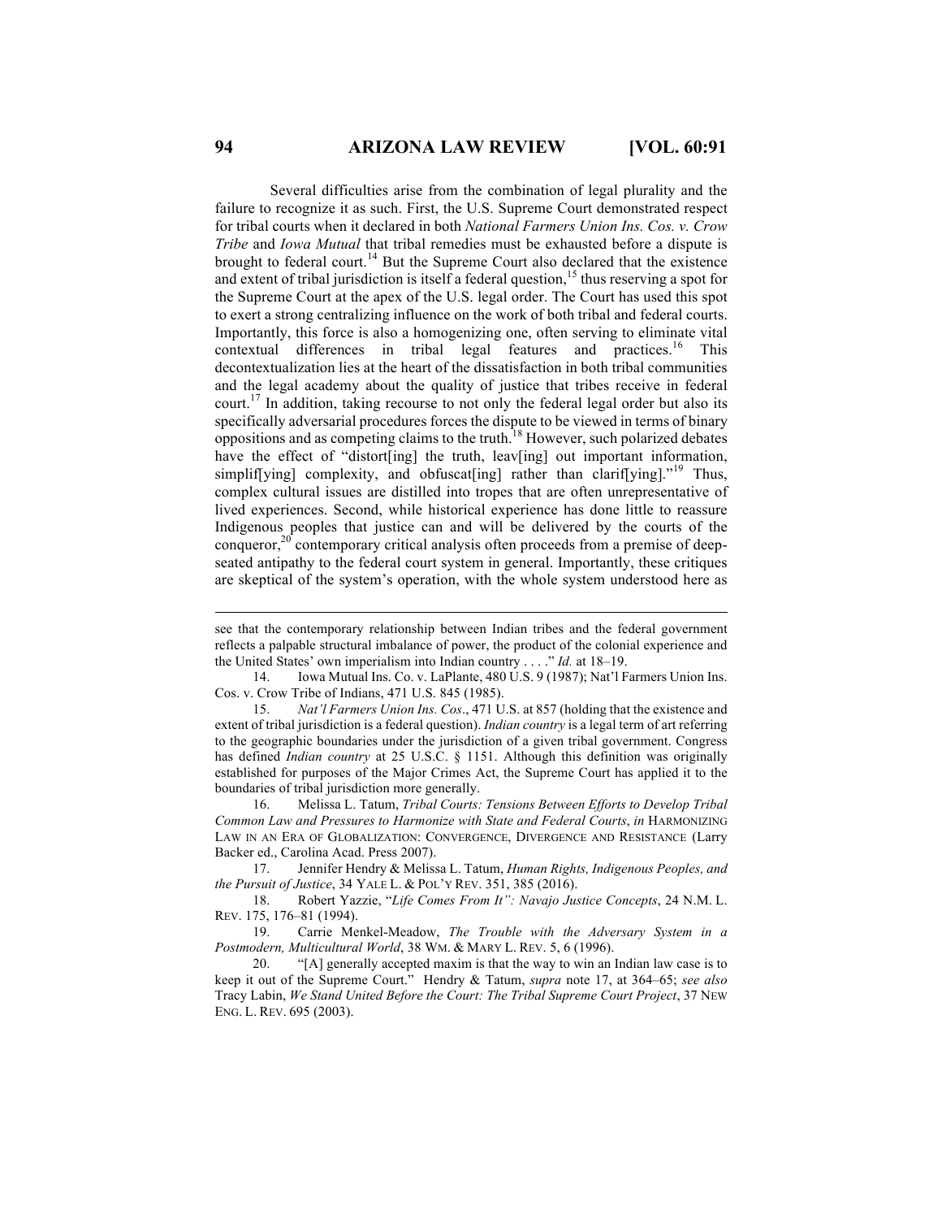Several difficulties arise from the combination of legal plurality and the failure to recognize it as such. First, the U.S. Supreme Court demonstrated respect for tribal courts when it declared in both *National Farmers Union Ins. Cos. v. Crow Tribe* and *Iowa Mutual* that tribal remedies must be exhausted before a dispute is brought to federal court.[14] But the Supreme Court also declared that the existence and extent of tribal jurisdiction is itself a federal question,[15] thus reserving a spot for the Supreme Court at the apex of the U.S. legal order. The Court has used this spot to exert a strong centralizing influence on the work of both tribal and federal courts. Importantly, this force is also a homogenizing one, often serving to eliminate vital contextual differences in tribal legal features and practices.[16] This decontextualization lies at the heart of the dissatisfaction in both tribal communities and the legal academy about the quality of justice that tribes receive in federal court.[17] In addition, taking recourse to not only the federal legal order but also its specifically adversarial procedures forces the dispute to be viewed in terms of binary oppositions and as competing claims to the truth.[18] However, such polarized debates have the effect of "distort[ing] the truth, leav[ing] out important information, simplif[ying] complexity, and obfuscat[ing] rather than clarif[ying]."[19] Thus, complex cultural issues are distilled into tropes that are often unrepresentative of lived experiences. Second, while historical experience has done little to reassure Indigenous peoples that justice can and will be delivered by the courts of the conqueror,[20] contemporary critical analysis often proceeds from a premise of deep-seated antipathy to the federal court system in general. Importantly, these critiques are skeptical of the system's operation, with the whole system understood here as

---

see that the contemporary relationship between Indian tribes and the federal government reflects a palpable structural imbalance of power, the product of the colonial experience and the United States' own imperialism into Indian country . . . ." *Id.* at 18–19.

14. Iowa Mutual Ins. Co. v. LaPlante, 480 U.S. 9 (1987); Nat'l Farmers Union Ins. Cos. v. Crow Tribe of Indians, 471 U.S. 845 (1985).

15. *Nat'l Farmers Union Ins. Cos*., 471 U.S. at 857 (holding that the existence and extent of tribal jurisdiction is a federal question). *Indian country* is a legal term of art referring to the geographic boundaries under the jurisdiction of a given tribal government. Congress has defined *Indian country* at 25 U.S.C. § 1151. Although this definition was originally established for purposes of the Major Crimes Act, the Supreme Court has applied it to the boundaries of tribal jurisdiction more generally.

16. Melissa L. Tatum, *Tribal Courts: Tensions Between Efforts to Develop Tribal Common Law and Pressures to Harmonize with State and Federal Courts*, *in* HARMONIZING LAW IN AN ERA OF GLOBALIZATION: CONVERGENCE, DIVERGENCE AND RESISTANCE (Larry Backer ed., Carolina Acad. Press 2007).

17. Jennifer Hendry & Melissa L. Tatum, *Human Rights, Indigenous Peoples, and the Pursuit of Justice*, 34 YALE L. & POL'Y REV. 351, 385 (2016).

18. Robert Yazzie, "*Life Comes From It": Navajo Justice Concepts*, 24 N.M. L. REV. 175, 176–81 (1994).

19. Carrie Menkel-Meadow, *The Trouble with the Adversary System in a Postmodern, Multicultural World*, 38 WM. & MARY L. REV. 5, 6 (1996).

20. "[A] generally accepted maxim is that the way to win an Indian law case is to keep it out of the Supreme Court." Hendry & Tatum, *supra* note 17, at 364–65; *see also* Tracy Labin, *We Stand United Before the Court: The Tribal Supreme Court Project*, 37 NEW ENG. L. REV. 695 (2003).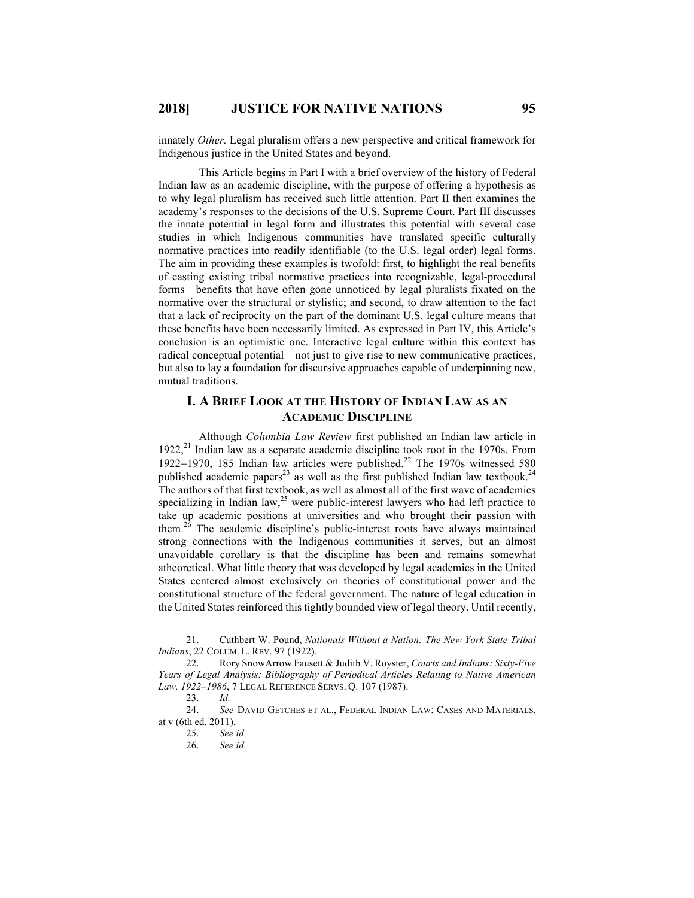innately *Other.* Legal pluralism offers a new perspective and critical framework for Indigenous justice in the United States and beyond.

This Article begins in Part I with a brief overview of the history of Federal Indian law as an academic discipline, with the purpose of offering a hypothesis as to why legal pluralism has received such little attention. Part II then examines the academy's responses to the decisions of the U.S. Supreme Court. Part III discusses the innate potential in legal form and illustrates this potential with several case studies in which Indigenous communities have translated specific culturally normative practices into readily identifiable (to the U.S. legal order) legal forms. The aim in providing these examples is twofold: first, to highlight the real benefits of casting existing tribal normative practices into recognizable, legal-procedural forms—benefits that have often gone unnoticed by legal pluralists fixated on the normative over the structural or stylistic; and second, to draw attention to the fact that a lack of reciprocity on the part of the dominant U.S. legal culture means that these benefits have been necessarily limited. As expressed in Part IV, this Article's conclusion is an optimistic one. Interactive legal culture within this context has radical conceptual potential—not just to give rise to new communicative practices, but also to lay a foundation for discursive approaches capable of underpinning new, mutual traditions.

## I. A Brief Look at the History of Indian Law as an Academic Discipline

Although *Columbia Law Review* first published an Indian law article in 1922,[21] Indian law as a separate academic discipline took root in the 1970s. From 1922–1970, 185 Indian law articles were published.[22] The 1970s witnessed 580 published academic papers[23] as well as the first published Indian law textbook.[24] The authors of that first textbook, as well as almost all of the first wave of academics specializing in Indian law,[25] were public-interest lawyers who had left practice to take up academic positions at universities and who brought their passion with them.[26] The academic discipline's public-interest roots have always maintained strong connections with the Indigenous communities it serves, but an almost unavoidable corollary is that the discipline has been and remains somewhat atheoretical. What little theory that was developed by legal academics in the United States centered almost exclusively on theories of constitutional power and the constitutional structure of the federal government. The nature of legal education in the United States reinforced this tightly bounded view of legal theory. Until recently,

---

21. Cuthbert W. Pound, *Nationals Without a Nation: The New York State Tribal Indians*, 22 COLUM. L. REV. 97 (1922).

22. Rory SnowArrow Fausett & Judith V. Royster, *Courts and Indians: Sixty-Five Years of Legal Analysis: Bibliography of Periodical Articles Relating to Native American Law, 1922–1986*, 7 LEGAL REFERENCE SERVS. Q. 107 (1987).

23. *Id.*

24. *See* DAVID GETCHES ET AL., FEDERAL INDIAN LAW: CASES AND MATERIALS, at v (6th ed. 2011).

25. *See id.*

26. *See id.*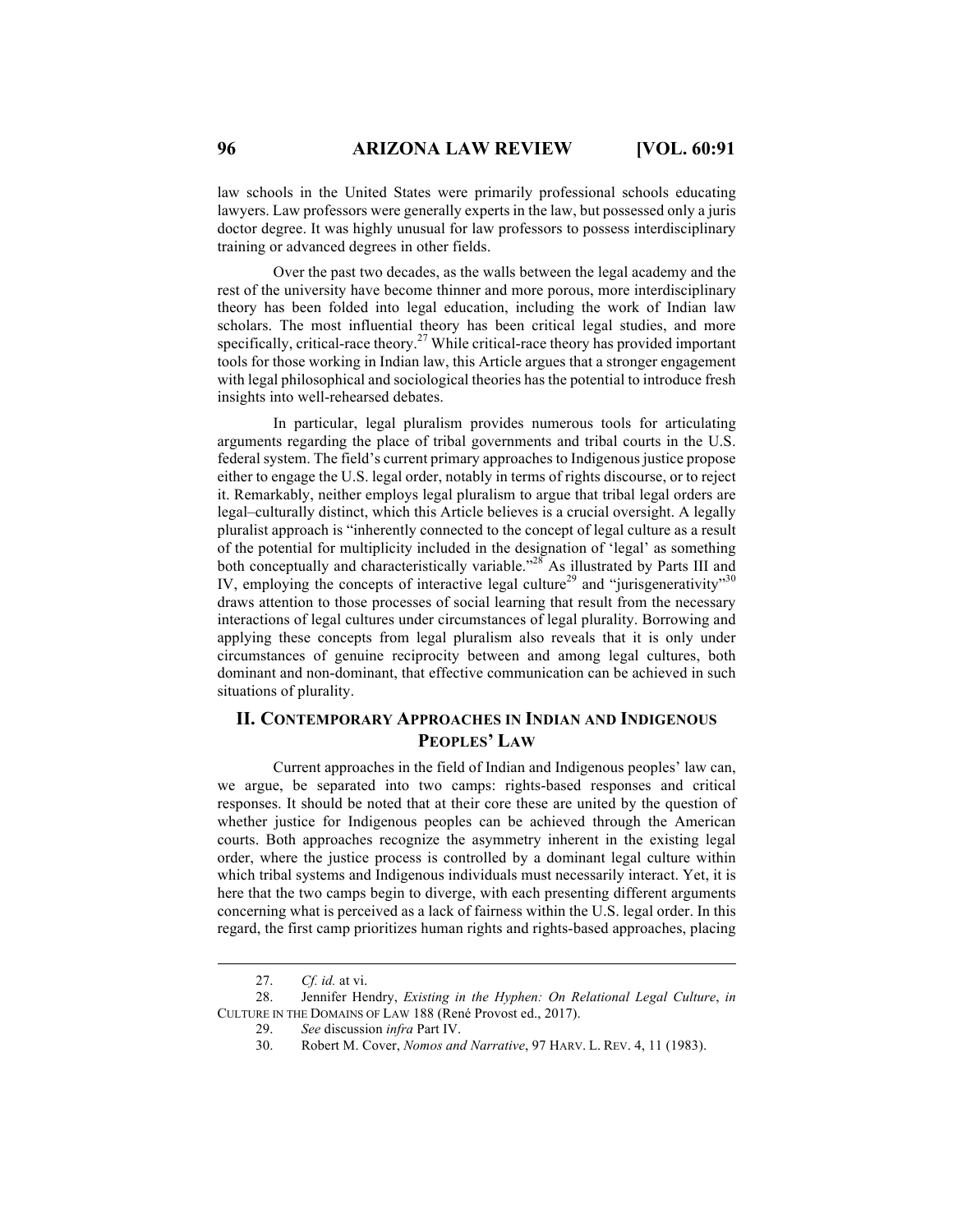law schools in the United States were primarily professional schools educating lawyers. Law professors were generally experts in the law, but possessed only a juris doctor degree. It was highly unusual for law professors to possess interdisciplinary training or advanced degrees in other fields.

Over the past two decades, as the walls between the legal academy and the rest of the university have become thinner and more porous, more interdisciplinary theory has been folded into legal education, including the work of Indian law scholars. The most influential theory has been critical legal studies, and more specifically, critical-race theory.[27] While critical-race theory has provided important tools for those working in Indian law, this Article argues that a stronger engagement with legal philosophical and sociological theories has the potential to introduce fresh insights into well-rehearsed debates.

In particular, legal pluralism provides numerous tools for articulating arguments regarding the place of tribal governments and tribal courts in the U.S. federal system. The field's current primary approaches to Indigenous justice propose either to engage the U.S. legal order, notably in terms of rights discourse, or to reject it. Remarkably, neither employs legal pluralism to argue that tribal legal orders are legal–culturally distinct, which this Article believes is a crucial oversight. A legally pluralist approach is "inherently connected to the concept of legal culture as a result of the potential for multiplicity included in the designation of 'legal' as something both conceptually and characteristically variable."[28] As illustrated by Parts III and IV, employing the concepts of interactive legal culture[29] and "jurisgenerativity"[30] draws attention to those processes of social learning that result from the necessary interactions of legal cultures under circumstances of legal plurality. Borrowing and applying these concepts from legal pluralism also reveals that it is only under circumstances of genuine reciprocity between and among legal cultures, both dominant and non-dominant, that effective communication can be achieved in such situations of plurality.

## II. Contemporary Approaches in Indian and Indigenous Peoples' Law

Current approaches in the field of Indian and Indigenous peoples' law can, we argue, be separated into two camps: rights-based responses and critical responses. It should be noted that at their core these are united by the question of whether justice for Indigenous peoples can be achieved through the American courts. Both approaches recognize the asymmetry inherent in the existing legal order, where the justice process is controlled by a dominant legal culture within which tribal systems and Indigenous individuals must necessarily interact. Yet, it is here that the two camps begin to diverge, with each presenting different arguments concerning what is perceived as a lack of fairness within the U.S. legal order. In this regard, the first camp prioritizes human rights and rights-based approaches, placing

---

27. *Cf. id.* at vi.

28. Jennifer Hendry, *Existing in the Hyphen: On Relational Legal Culture*, *in* CULTURE IN THE DOMAINS OF LAW 188 (René Provost ed., 2017).

29. *See* discussion *infra* Part IV.

30. Robert M. Cover, *Nomos and Narrative*, 97 HARV. L. REV. 4, 11 (1983).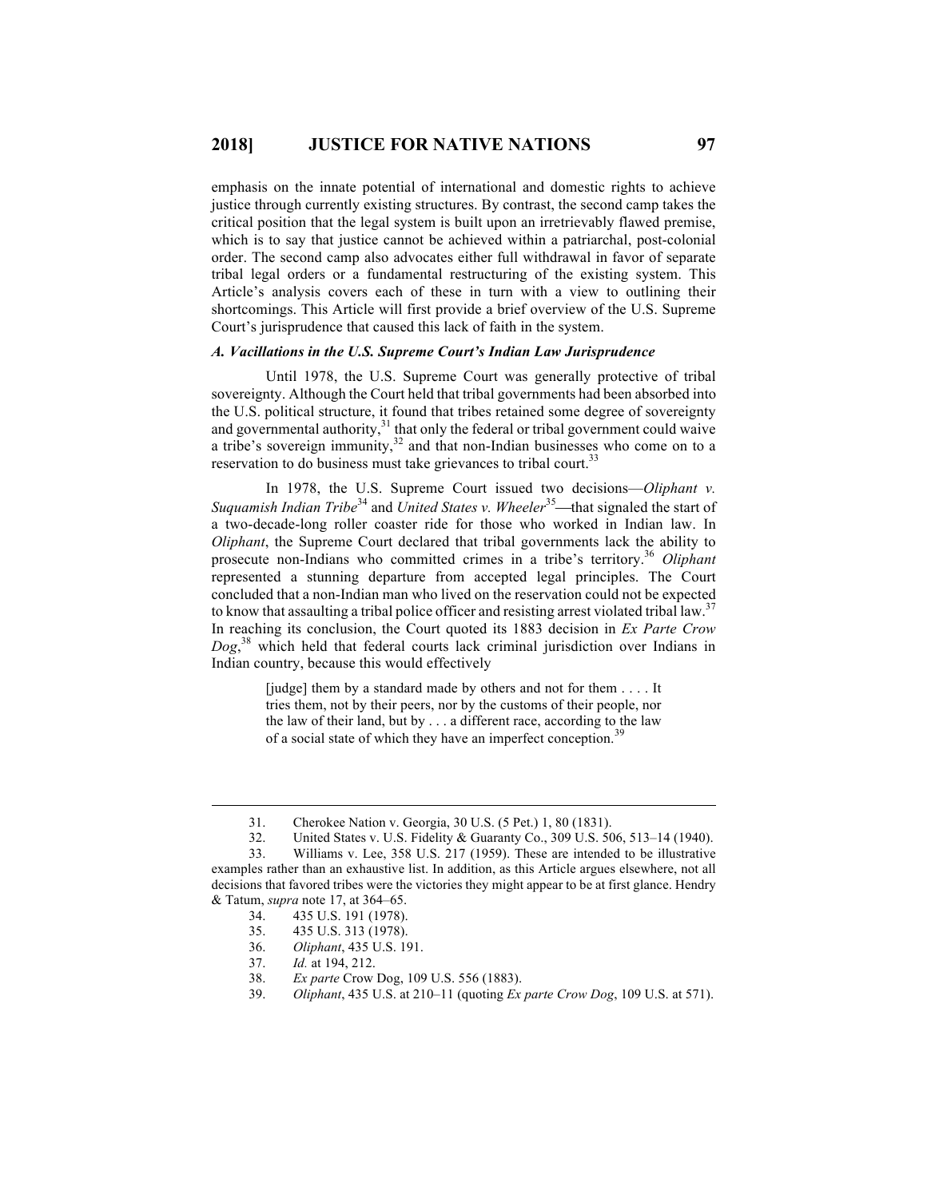emphasis on the innate potential of international and domestic rights to achieve justice through currently existing structures. By contrast, the second camp takes the critical position that the legal system is built upon an irretrievably flawed premise, which is to say that justice cannot be achieved within a patriarchal, post-colonial order. The second camp also advocates either full withdrawal in favor of separate tribal legal orders or a fundamental restructuring of the existing system. This Article's analysis covers each of these in turn with a view to outlining their shortcomings. This Article will first provide a brief overview of the U.S. Supreme Court's jurisprudence that caused this lack of faith in the system.

### *A. Vacillations in the U.S. Supreme Court's Indian Law Jurisprudence*

Until 1978, the U.S. Supreme Court was generally protective of tribal sovereignty. Although the Court held that tribal governments had been absorbed into the U.S. political structure, it found that tribes retained some degree of sovereignty and governmental authority,[31] that only the federal or tribal government could waive a tribe's sovereign immunity,[32] and that non-Indian businesses who come on to a reservation to do business must take grievances to tribal court.[33]

In 1978, the U.S. Supreme Court issued two decisions—*Oliphant v. Suquamish Indian Tribe*[34] and *United States v. Wheeler*[35]—that signaled the start of a two-decade-long roller coaster ride for those who worked in Indian law. In *Oliphant*, the Supreme Court declared that tribal governments lack the ability to prosecute non-Indians who committed crimes in a tribe's territory.[36] *Oliphant* represented a stunning departure from accepted legal principles. The Court concluded that a non-Indian man who lived on the reservation could not be expected to know that assaulting a tribal police officer and resisting arrest violated tribal law.[37] In reaching its conclusion, the Court quoted its 1883 decision in *Ex Parte Crow Dog*,[38] which held that federal courts lack criminal jurisdiction over Indians in Indian country, because this would effectively

> [judge] them by a standard made by others and not for them . . . . It tries them, not by their peers, nor by the customs of their people, nor the law of their land, but by . . . a different race, according to the law of a social state of which they have an imperfect conception.[39]

---

31. Cherokee Nation v. Georgia, 30 U.S. (5 Pet.) 1, 80 (1831).
32. United States v. U.S. Fidelity & Guaranty Co., 309 U.S. 506, 513–14 (1940).
33. Williams v. Lee, 358 U.S. 217 (1959). These are intended to be illustrative examples rather than an exhaustive list. In addition, as this Article argues elsewhere, not all decisions that favored tribes were the victories they might appear to be at first glance. Hendry & Tatum, *supra* note 17, at 364–65.
34. 435 U.S. 191 (1978).
35. 435 U.S. 313 (1978).
36. *Oliphant*, 435 U.S. 191.
37. *Id.* at 194, 212.
38. *Ex parte* Crow Dog, 109 U.S. 556 (1883).
39. *Oliphant*, 435 U.S. at 210–11 (quoting *Ex parte Crow Dog*, 109 U.S. at 571).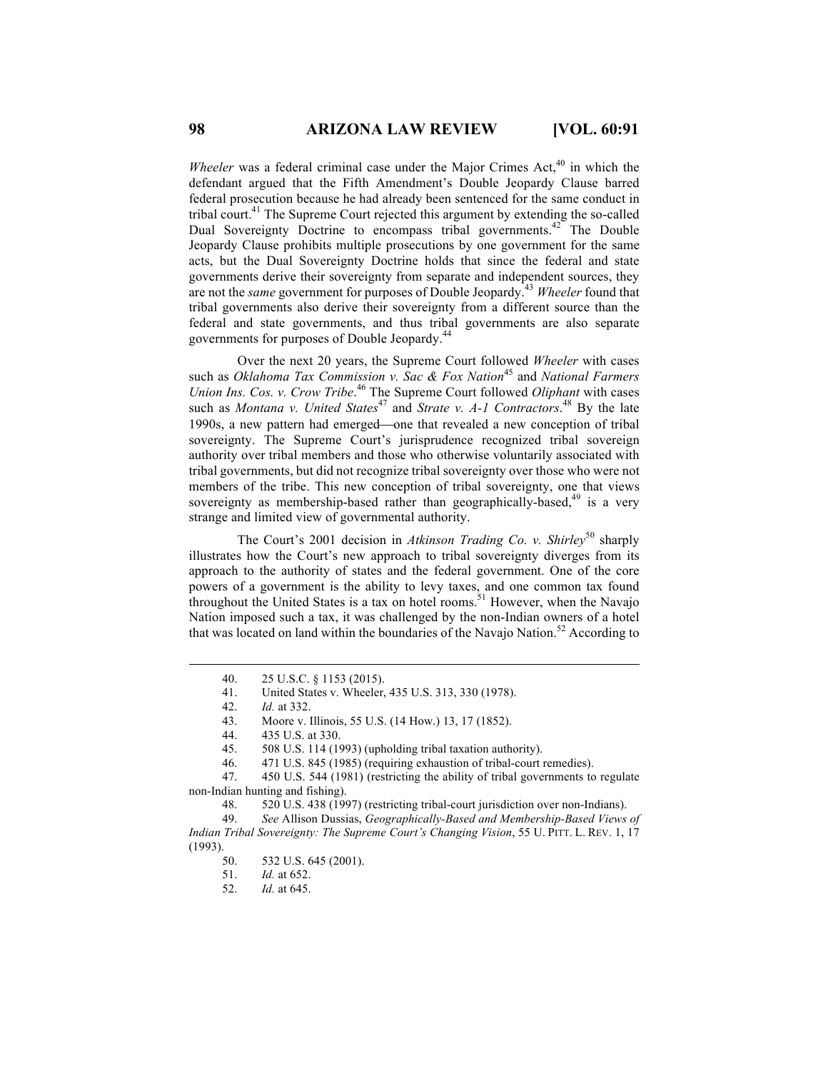*Wheeler* was a federal criminal case under the Major Crimes Act,[40] in which the defendant argued that the Fifth Amendment's Double Jeopardy Clause barred federal prosecution because he had already been sentenced for the same conduct in tribal court.[41] The Supreme Court rejected this argument by extending the so-called Dual Sovereignty Doctrine to encompass tribal governments.[42] The Double Jeopardy Clause prohibits multiple prosecutions by one government for the same acts, but the Dual Sovereignty Doctrine holds that since the federal and state governments derive their sovereignty from separate and independent sources, they are not the *same* government for purposes of Double Jeopardy.[43] *Wheeler* found that tribal governments also derive their sovereignty from a different source than the federal and state governments, and thus tribal governments are also separate governments for purposes of Double Jeopardy.[44]

Over the next 20 years, the Supreme Court followed *Wheeler* with cases such as *Oklahoma Tax Commission v. Sac & Fox Nation*[45] and *National Farmers Union Ins. Cos. v. Crow Tribe*.[46] The Supreme Court followed *Oliphant* with cases such as *Montana v. United States*[47] and *Strate v. A-1 Contractors*.[48] By the late 1990s, a new pattern had emerged—one that revealed a new conception of tribal sovereignty. The Supreme Court's jurisprudence recognized tribal sovereign authority over tribal members and those who otherwise voluntarily associated with tribal governments, but did not recognize tribal sovereignty over those who were not members of the tribe. This new conception of tribal sovereignty, one that views sovereignty as membership-based rather than geographically-based,[49] is a very strange and limited view of governmental authority.

The Court's 2001 decision in *Atkinson Trading Co. v. Shirley*[50] sharply illustrates how the Court's new approach to tribal sovereignty diverges from its approach to the authority of states and the federal government. One of the core powers of a government is the ability to levy taxes, and one common tax found throughout the United States is a tax on hotel rooms.[51] However, when the Navajo Nation imposed such a tax, it was challenged by the non-Indian owners of a hotel that was located on land within the boundaries of the Navajo Nation.[52] According to

---

40. 25 U.S.C. § 1153 (2015).

41. United States v. Wheeler, 435 U.S. 313, 330 (1978).

42. *Id.* at 332.

43. Moore v. Illinois, 55 U.S. (14 How.) 13, 17 (1852).

44. 435 U.S. at 330.

45. 508 U.S. 114 (1993) (upholding tribal taxation authority).

46. 471 U.S. 845 (1985) (requiring exhaustion of tribal-court remedies).

47. 450 U.S. 544 (1981) (restricting the ability of tribal governments to regulate non-Indian hunting and fishing).

48. 520 U.S. 438 (1997) (restricting tribal-court jurisdiction over non-Indians).

49. *See* Allison Dussias, *Geographically-Based and Membership-Based Views of Indian Tribal Sovereignty: The Supreme Court's Changing Vision*, 55 U. PITT. L. REV. 1, 17 (1993).

50. 532 U.S. 645 (2001).

51. *Id.* at 652.

52. *Id.* at 645.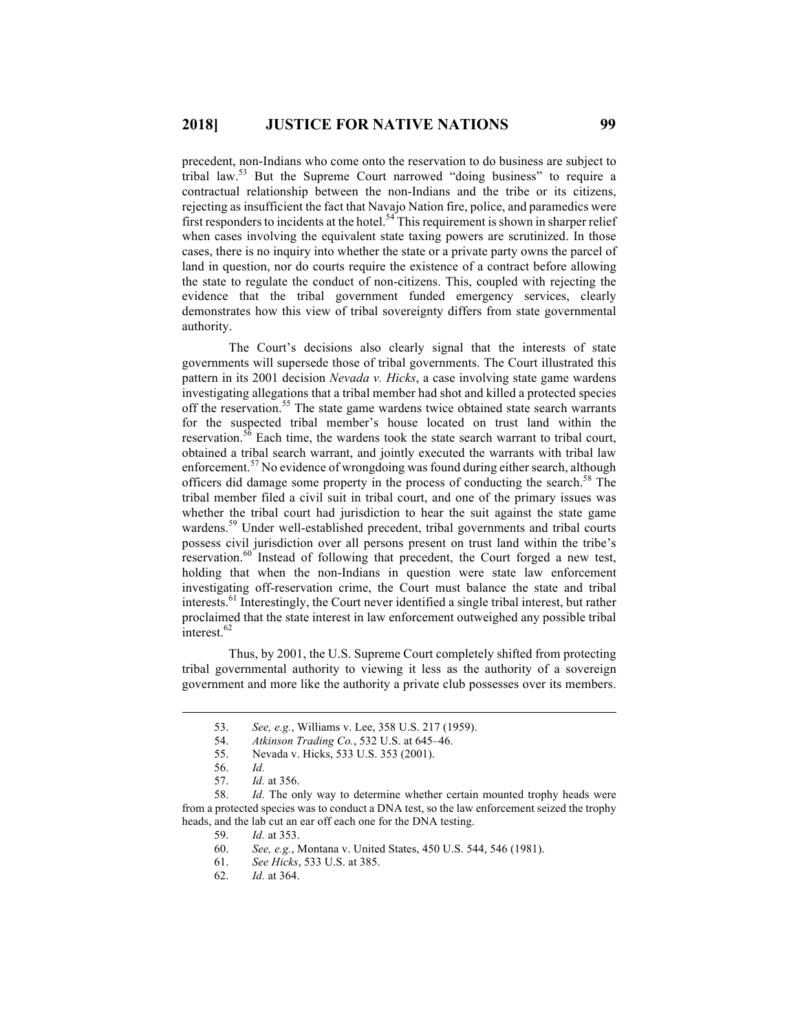precedent, non-Indians who come onto the reservation to do business are subject to tribal law.[53] But the Supreme Court narrowed "doing business" to require a contractual relationship between the non-Indians and the tribe or its citizens, rejecting as insufficient the fact that Navajo Nation fire, police, and paramedics were first responders to incidents at the hotel.[54] This requirement is shown in sharper relief when cases involving the equivalent state taxing powers are scrutinized. In those cases, there is no inquiry into whether the state or a private party owns the parcel of land in question, nor do courts require the existence of a contract before allowing the state to regulate the conduct of non-citizens. This, coupled with rejecting the evidence that the tribal government funded emergency services, clearly demonstrates how this view of tribal sovereignty differs from state governmental authority.

The Court's decisions also clearly signal that the interests of state governments will supersede those of tribal governments. The Court illustrated this pattern in its 2001 decision *Nevada v. Hicks*, a case involving state game wardens investigating allegations that a tribal member had shot and killed a protected species off the reservation.[55] The state game wardens twice obtained state search warrants for the suspected tribal member's house located on trust land within the reservation.[56] Each time, the wardens took the state search warrant to tribal court, obtained a tribal search warrant, and jointly executed the warrants with tribal law enforcement.[57] No evidence of wrongdoing was found during either search, although officers did damage some property in the process of conducting the search.[58] The tribal member filed a civil suit in tribal court, and one of the primary issues was whether the tribal court had jurisdiction to hear the suit against the state game wardens.[59] Under well-established precedent, tribal governments and tribal courts possess civil jurisdiction over all persons present on trust land within the tribe's reservation.[60] Instead of following that precedent, the Court forged a new test, holding that when the non-Indians in question were state law enforcement investigating off-reservation crime, the Court must balance the state and tribal interests.[61] Interestingly, the Court never identified a single tribal interest, but rather proclaimed that the state interest in law enforcement outweighed any possible tribal interest.[62]

Thus, by 2001, the U.S. Supreme Court completely shifted from protecting tribal governmental authority to viewing it less as the authority of a sovereign government and more like the authority a private club possesses over its members.

---

53. *See, e.g.*, Williams v. Lee, 358 U.S. 217 (1959).

54. *Atkinson Trading Co.*, 532 U.S. at 645–46.

55. Nevada v. Hicks, 533 U.S. 353 (2001).

56. *Id.*

57. *Id.* at 356.

58. *Id.* The only way to determine whether certain mounted trophy heads were from a protected species was to conduct a DNA test, so the law enforcement seized the trophy heads, and the lab cut an ear off each one for the DNA testing.

59. *Id.* at 353.

60. *See, e.g.*, Montana v. United States, 450 U.S. 544, 546 (1981).

61. *See Hicks*, 533 U.S. at 385.

62. *Id.* at 364.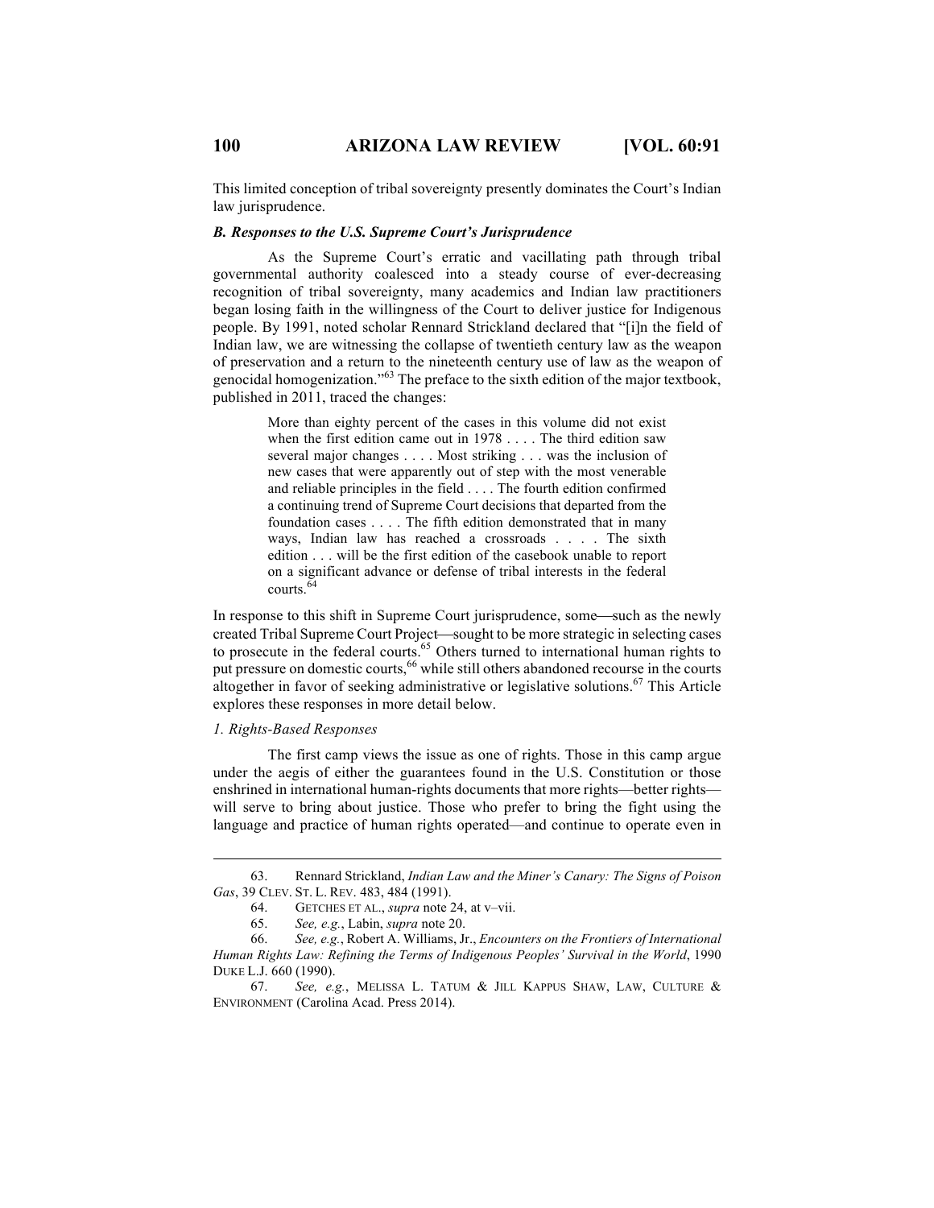This limited conception of tribal sovereignty presently dominates the Court's Indian law jurisprudence.

### *B. Responses to the U.S. Supreme Court's Jurisprudence*

As the Supreme Court's erratic and vacillating path through tribal governmental authority coalesced into a steady course of ever-decreasing recognition of tribal sovereignty, many academics and Indian law practitioners began losing faith in the willingness of the Court to deliver justice for Indigenous people. By 1991, noted scholar Rennard Strickland declared that "[i]n the field of Indian law, we are witnessing the collapse of twentieth century law as the weapon of preservation and a return to the nineteenth century use of law as the weapon of genocidal homogenization."[63] The preface to the sixth edition of the major textbook, published in 2011, traced the changes:

> More than eighty percent of the cases in this volume did not exist when the first edition came out in 1978 . . . . The third edition saw several major changes . . . . Most striking . . . was the inclusion of new cases that were apparently out of step with the most venerable and reliable principles in the field . . . . The fourth edition confirmed a continuing trend of Supreme Court decisions that departed from the foundation cases . . . . The fifth edition demonstrated that in many ways, Indian law has reached a crossroads . . . . The sixth edition . . . will be the first edition of the casebook unable to report on a significant advance or defense of tribal interests in the federal courts.[64]

In response to this shift in Supreme Court jurisprudence, some—such as the newly created Tribal Supreme Court Project—sought to be more strategic in selecting cases to prosecute in the federal courts.[65] Others turned to international human rights to put pressure on domestic courts,[66] while still others abandoned recourse in the courts altogether in favor of seeking administrative or legislative solutions.[67] This Article explores these responses in more detail below.

#### *1. Rights-Based Responses*

The first camp views the issue as one of rights. Those in this camp argue under the aegis of either the guarantees found in the U.S. Constitution or those enshrined in international human-rights documents that more rights—better rights—will serve to bring about justice. Those who prefer to bring the fight using the language and practice of human rights operated—and continue to operate even in

---

63. Rennard Strickland, *Indian Law and the Miner's Canary: The Signs of Poison Gas*, 39 CLEV. ST. L. REV. 483, 484 (1991).

64. GETCHES ET AL., *supra* note 24, at v–vii.

65. *See, e.g.*, Labin, *supra* note 20.

66. *See, e.g.*, Robert A. Williams, Jr., *Encounters on the Frontiers of International Human Rights Law: Refining the Terms of Indigenous Peoples' Survival in the World*, 1990 DUKE L.J. 660 (1990).

67. *See, e.g.*, MELISSA L. TATUM & JILL KAPPUS SHAW, LAW, CULTURE & ENVIRONMENT (Carolina Acad. Press 2014).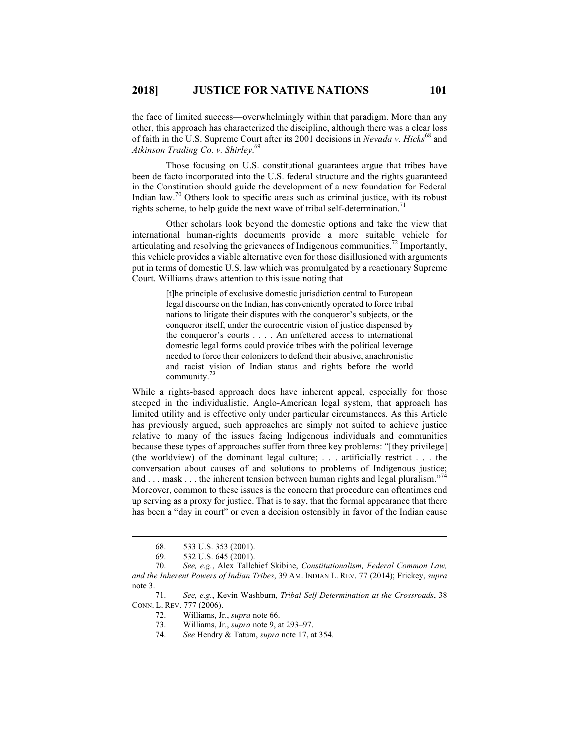the face of limited success—overwhelmingly within that paradigm. More than any other, this approach has characterized the discipline, although there was a clear loss of faith in the U.S. Supreme Court after its 2001 decisions in *Nevada v. Hicks*[68] and *Atkinson Trading Co. v. Shirley*.[69]

Those focusing on U.S. constitutional guarantees argue that tribes have been de facto incorporated into the U.S. federal structure and the rights guaranteed in the Constitution should guide the development of a new foundation for Federal Indian law.[70] Others look to specific areas such as criminal justice, with its robust rights scheme, to help guide the next wave of tribal self-determination.[71]

Other scholars look beyond the domestic options and take the view that international human-rights documents provide a more suitable vehicle for articulating and resolving the grievances of Indigenous communities.[72] Importantly, this vehicle provides a viable alternative even for those disillusioned with arguments put in terms of domestic U.S. law which was promulgated by a reactionary Supreme Court. Williams draws attention to this issue noting that

> [t]he principle of exclusive domestic jurisdiction central to European legal discourse on the Indian, has conveniently operated to force tribal nations to litigate their disputes with the conqueror's subjects, or the conqueror itself, under the eurocentric vision of justice dispensed by the conqueror's courts . . . . An unfettered access to international domestic legal forms could provide tribes with the political leverage needed to force their colonizers to defend their abusive, anachronistic and racist vision of Indian status and rights before the world community.[73]

While a rights-based approach does have inherent appeal, especially for those steeped in the individualistic, Anglo-American legal system, that approach has limited utility and is effective only under particular circumstances. As this Article has previously argued, such approaches are simply not suited to achieve justice relative to many of the issues facing Indigenous individuals and communities because these types of approaches suffer from three key problems: "[they privilege] (the worldview) of the dominant legal culture; . . . artificially restrict . . . the conversation about causes of and solutions to problems of Indigenous justice; and . . . mask . . . the inherent tension between human rights and legal pluralism."[74] Moreover, common to these issues is the concern that procedure can oftentimes end up serving as a proxy for justice. That is to say, that the formal appearance that there has been a "day in court" or even a decision ostensibly in favor of the Indian cause

---

68. 533 U.S. 353 (2001).

69. 532 U.S. 645 (2001).

70. *See, e.g.*, Alex Tallchief Skibine, *Constitutionalism, Federal Common Law, and the Inherent Powers of Indian Tribes*, 39 AM. INDIAN L. REV. 77 (2014); Frickey, *supra* note 3.

71. *See, e.g.*, Kevin Washburn, *Tribal Self Determination at the Crossroads*, 38 CONN. L. REV. 777 (2006).

72. Williams, Jr., *supra* note 66.

73. Williams, Jr., *supra* note 9, at 293–97.

74. *See* Hendry & Tatum, *supra* note 17, at 354.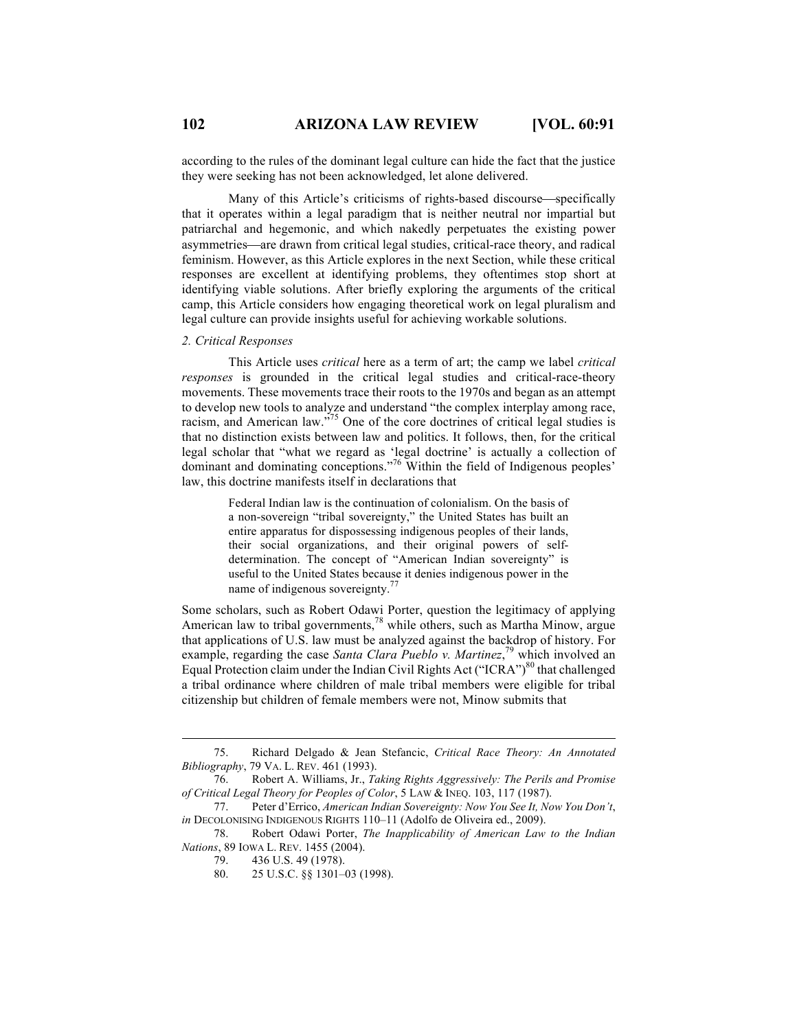according to the rules of the dominant legal culture can hide the fact that the justice they were seeking has not been acknowledged, let alone delivered.

Many of this Article's criticisms of rights-based discourse—specifically that it operates within a legal paradigm that is neither neutral nor impartial but patriarchal and hegemonic, and which nakedly perpetuates the existing power asymmetries—are drawn from critical legal studies, critical-race theory, and radical feminism. However, as this Article explores in the next Section, while these critical responses are excellent at identifying problems, they oftentimes stop short at identifying viable solutions. After briefly exploring the arguments of the critical camp, this Article considers how engaging theoretical work on legal pluralism and legal culture can provide insights useful for achieving workable solutions.

### 2. Critical Responses

This Article uses *critical* here as a term of art; the camp we label *critical responses* is grounded in the critical legal studies and critical-race-theory movements. These movements trace their roots to the 1970s and began as an attempt to develop new tools to analyze and understand "the complex interplay among race, racism, and American law."[75] One of the core doctrines of critical legal studies is that no distinction exists between law and politics. It follows, then, for the critical legal scholar that "what we regard as 'legal doctrine' is actually a collection of dominant and dominating conceptions."[76] Within the field of Indigenous peoples' law, this doctrine manifests itself in declarations that

> Federal Indian law is the continuation of colonialism. On the basis of a non-sovereign "tribal sovereignty," the United States has built an entire apparatus for dispossessing indigenous peoples of their lands, their social organizations, and their original powers of self-determination. The concept of "American Indian sovereignty" is useful to the United States because it denies indigenous power in the name of indigenous sovereignty.[77]

Some scholars, such as Robert Odawi Porter, question the legitimacy of applying American law to tribal governments,[78] while others, such as Martha Minow, argue that applications of U.S. law must be analyzed against the backdrop of history. For example, regarding the case *Santa Clara Pueblo v. Martinez*,[79] which involved an Equal Protection claim under the Indian Civil Rights Act ("ICRA")[80] that challenged a tribal ordinance where children of male tribal members were eligible for tribal citizenship but children of female members were not, Minow submits that

---

75. Richard Delgado & Jean Stefancic, *Critical Race Theory: An Annotated Bibliography*, 79 VA. L. REV. 461 (1993).

76. Robert A. Williams, Jr., *Taking Rights Aggressively: The Perils and Promise of Critical Legal Theory for Peoples of Color*, 5 LAW & INEQ. 103, 117 (1987).

77. Peter d'Errico, *American Indian Sovereignty: Now You See It, Now You Don't*, *in* DECOLONISING INDIGENOUS RIGHTS 110–11 (Adolfo de Oliveira ed., 2009).

78. Robert Odawi Porter, *The Inapplicability of American Law to the Indian Nations*, 89 IOWA L. REV. 1455 (2004).

79. 436 U.S. 49 (1978).

80. 25 U.S.C. §§ 1301–03 (1998).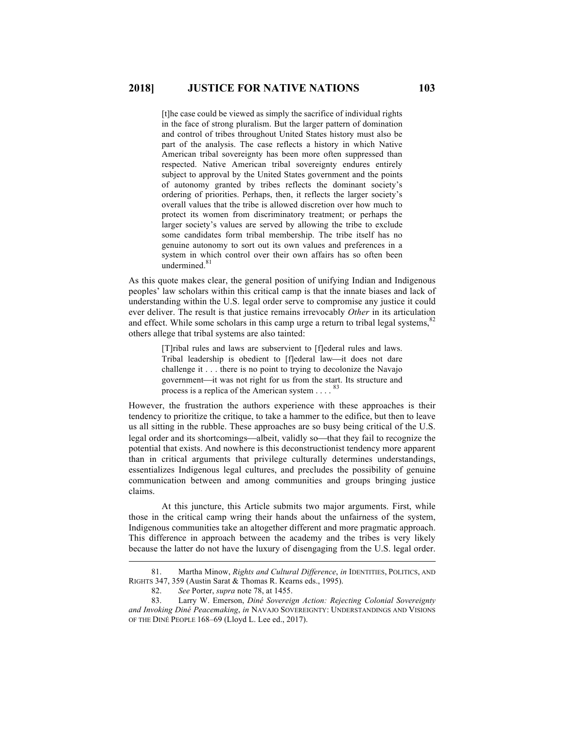> [t]he case could be viewed as simply the sacrifice of individual rights in the face of strong pluralism. But the larger pattern of domination and control of tribes throughout United States history must also be part of the analysis. The case reflects a history in which Native American tribal sovereignty has been more often suppressed than respected. Native American tribal sovereignty endures entirely subject to approval by the United States government and the points of autonomy granted by tribes reflects the dominant society's ordering of priorities. Perhaps, then, it reflects the larger society's overall values that the tribe is allowed discretion over how much to protect its women from discriminatory treatment; or perhaps the larger society's values are served by allowing the tribe to exclude some candidates form tribal membership. The tribe itself has no genuine autonomy to sort out its own values and preferences in a system in which control over their own affairs has so often been undermined.[81]

As this quote makes clear, the general position of unifying Indian and Indigenous peoples' law scholars within this critical camp is that the innate biases and lack of understanding within the U.S. legal order serve to compromise any justice it could ever deliver. The result is that justice remains irrevocably *Other* in its articulation and effect. While some scholars in this camp urge a return to tribal legal systems,[82] others allege that tribal systems are also tainted:

> [T]ribal rules and laws are subservient to [f]ederal rules and laws. Tribal leadership is obedient to [f]ederal law—it does not dare challenge it . . . there is no point to trying to decolonize the Navajo government—it was not right for us from the start. Its structure and process is a replica of the American system . . . .[83]

However, the frustration the authors experience with these approaches is their tendency to prioritize the critique, to take a hammer to the edifice, but then to leave us all sitting in the rubble. These approaches are so busy being critical of the U.S. legal order and its shortcomings—albeit, validly so—that they fail to recognize the potential that exists. And nowhere is this deconstructionist tendency more apparent than in critical arguments that privilege culturally determines understandings, essentializes Indigenous legal cultures, and precludes the possibility of genuine communication between and among communities and groups bringing justice claims.

At this juncture, this Article submits two major arguments. First, while those in the critical camp wring their hands about the unfairness of the system, Indigenous communities take an altogether different and more pragmatic approach. This difference in approach between the academy and the tribes is very likely because the latter do not have the luxury of disengaging from the U.S. legal order.

---

81. Martha Minow, *Rights and Cultural Difference*, *in* IDENTITIES, POLITICS, AND RIGHTS 347, 359 (Austin Sarat & Thomas R. Kearns eds., 1995).

82. *See* Porter, *supra* note 78, at 1455.

83. Larry W. Emerson, *Diné Sovereign Action: Rejecting Colonial Sovereignty and Invoking Diné Peacemaking*, *in* NAVAJO SOVEREIGNTY: UNDERSTANDINGS AND VISIONS OF THE DINÉ PEOPLE 168–69 (Lloyd L. Lee ed., 2017).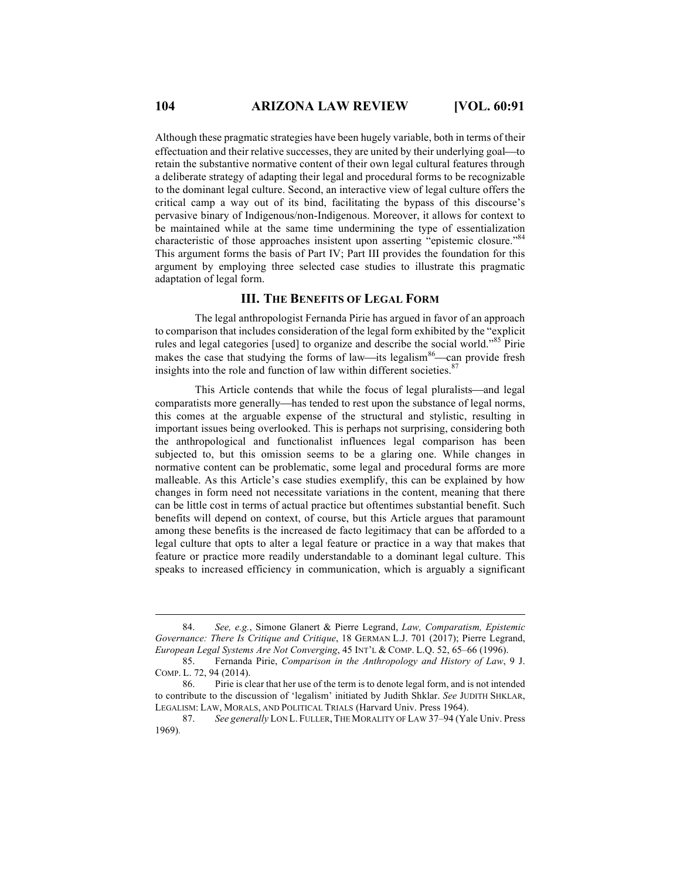Although these pragmatic strategies have been hugely variable, both in terms of their effectuation and their relative successes, they are united by their underlying goal—to retain the substantive normative content of their own legal cultural features through a deliberate strategy of adapting their legal and procedural forms to be recognizable to the dominant legal culture. Second, an interactive view of legal culture offers the critical camp a way out of its bind, facilitating the bypass of this discourse's pervasive binary of Indigenous/non-Indigenous. Moreover, it allows for context to be maintained while at the same time undermining the type of essentialization characteristic of those approaches insistent upon asserting "epistemic closure."[84] This argument forms the basis of Part IV; Part III provides the foundation for this argument by employing three selected case studies to illustrate this pragmatic adaptation of legal form.

## III. THE BENEFITS OF LEGAL FORM

The legal anthropologist Fernanda Pirie has argued in favor of an approach to comparison that includes consideration of the legal form exhibited by the "explicit rules and legal categories [used] to organize and describe the social world."[85] Pirie makes the case that studying the forms of law—its legalism[86]—can provide fresh insights into the role and function of law within different societies.[87]

This Article contends that while the focus of legal pluralists—and legal comparatists more generally—has tended to rest upon the substance of legal norms, this comes at the arguable expense of the structural and stylistic, resulting in important issues being overlooked. This is perhaps not surprising, considering both the anthropological and functionalist influences legal comparison has been subjected to, but this omission seems to be a glaring one. While changes in normative content can be problematic, some legal and procedural forms are more malleable. As this Article's case studies exemplify, this can be explained by how changes in form need not necessitate variations in the content, meaning that there can be little cost in terms of actual practice but oftentimes substantial benefit. Such benefits will depend on context, of course, but this Article argues that paramount among these benefits is the increased de facto legitimacy that can be afforded to a legal culture that opts to alter a legal feature or practice in a way that makes that feature or practice more readily understandable to a dominant legal culture. This speaks to increased efficiency in communication, which is arguably a significant

---

84. *See, e.g.*, Simone Glanert & Pierre Legrand, *Law, Comparatism, Epistemic Governance: There Is Critique and Critique*, 18 GERMAN L.J. 701 (2017); Pierre Legrand, *European Legal Systems Are Not Converging*, 45 INT'L & COMP. L.Q. 52, 65–66 (1996).

85. Fernanda Pirie, *Comparison in the Anthropology and History of Law*, 9 J. COMP. L. 72, 94 (2014).

86. Pirie is clear that her use of the term is to denote legal form, and is not intended to contribute to the discussion of 'legalism' initiated by Judith Shklar. *See* JUDITH SHKLAR, LEGALISM: LAW, MORALS, AND POLITICAL TRIALS (Harvard Univ. Press 1964).

87. *See generally* LON L. FULLER, THE MORALITY OF LAW 37–94 (Yale Univ. Press 1969).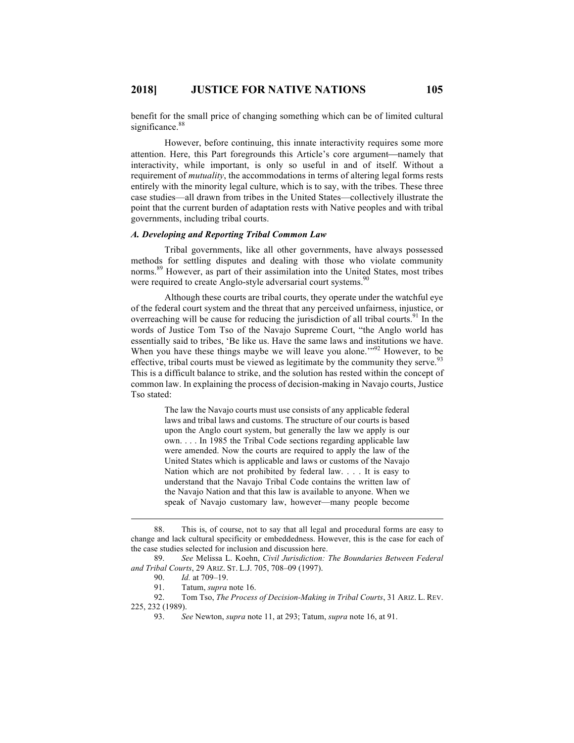benefit for the small price of changing something which can be of limited cultural significance.[88]

However, before continuing, this innate interactivity requires some more attention. Here, this Part foregrounds this Article's core argument—namely that interactivity, while important, is only so useful in and of itself. Without a requirement of *mutuality*, the accommodations in terms of altering legal forms rests entirely with the minority legal culture, which is to say, with the tribes. These three case studies—all drawn from tribes in the United States—collectively illustrate the point that the current burden of adaptation rests with Native peoples and with tribal governments, including tribal courts.

### *A. Developing and Reporting Tribal Common Law*

Tribal governments, like all other governments, have always possessed methods for settling disputes and dealing with those who violate community norms.[89] However, as part of their assimilation into the United States, most tribes were required to create Anglo-style adversarial court systems.[90]

Although these courts are tribal courts, they operate under the watchful eye of the federal court system and the threat that any perceived unfairness, injustice, or overreaching will be cause for reducing the jurisdiction of all tribal courts.[91] In the words of Justice Tom Tso of the Navajo Supreme Court, "the Anglo world has essentially said to tribes, 'Be like us. Have the same laws and institutions we have. When you have these things maybe we will leave you alone.'"[92] However, to be effective, tribal courts must be viewed as legitimate by the community they serve.[93] This is a difficult balance to strike, and the solution has rested within the concept of common law. In explaining the process of decision-making in Navajo courts, Justice Tso stated:

> The law the Navajo courts must use consists of any applicable federal laws and tribal laws and customs. The structure of our courts is based upon the Anglo court system, but generally the law we apply is our own. . . . In 1985 the Tribal Code sections regarding applicable law were amended. Now the courts are required to apply the law of the United States which is applicable and laws or customs of the Navajo Nation which are not prohibited by federal law. . . . It is easy to understand that the Navajo Tribal Code contains the written law of the Navajo Nation and that this law is available to anyone. When we speak of Navajo customary law, however—many people become

---

88. This is, of course, not to say that all legal and procedural forms are easy to change and lack cultural specificity or embeddedness. However, this is the case for each of the case studies selected for inclusion and discussion here.

89. *See* Melissa L. Koehn, *Civil Jurisdiction: The Boundaries Between Federal and Tribal Courts*, 29 ARIZ. ST. L.J. 705, 708–09 (1997).

90. *Id.* at 709–19.

91. Tatum, *supra* note 16.

92. Tom Tso, *The Process of Decision-Making in Tribal Courts*, 31 ARIZ. L. REV. 225, 232 (1989).

93. *See* Newton, *supra* note 11, at 293; Tatum, *supra* note 16, at 91.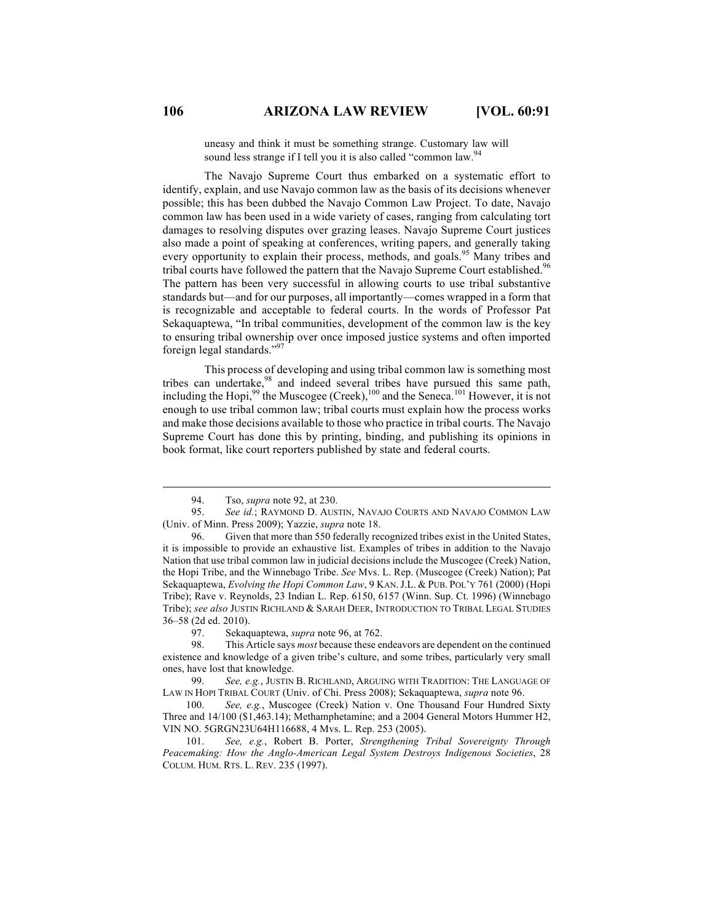> uneasy and think it must be something strange. Customary law will sound less strange if I tell you it is also called "common law.[94]

The Navajo Supreme Court thus embarked on a systematic effort to identify, explain, and use Navajo common law as the basis of its decisions whenever possible; this has been dubbed the Navajo Common Law Project. To date, Navajo common law has been used in a wide variety of cases, ranging from calculating tort damages to resolving disputes over grazing leases. Navajo Supreme Court justices also made a point of speaking at conferences, writing papers, and generally taking every opportunity to explain their process, methods, and goals.[95] Many tribes and tribal courts have followed the pattern that the Navajo Supreme Court established.[96] The pattern has been very successful in allowing courts to use tribal substantive standards but—and for our purposes, all importantly—comes wrapped in a form that is recognizable and acceptable to federal courts. In the words of Professor Pat Sekaquaptewa, "In tribal communities, development of the common law is the key to ensuring tribal ownership over once imposed justice systems and often imported foreign legal standards."[97]

This process of developing and using tribal common law is something most tribes can undertake,[98] and indeed several tribes have pursued this same path, including the Hopi,[99] the Muscogee (Creek),[100] and the Seneca.[101] However, it is not enough to use tribal common law; tribal courts must explain how the process works and make those decisions available to those who practice in tribal courts. The Navajo Supreme Court has done this by printing, binding, and publishing its opinions in book format, like court reporters published by state and federal courts.

---

94. Tso, *supra* note 92, at 230.

95. *See id.*; RAYMOND D. AUSTIN, NAVAJO COURTS AND NAVAJO COMMON LAW (Univ. of Minn. Press 2009); Yazzie, *supra* note 18.

96. Given that more than 550 federally recognized tribes exist in the United States, it is impossible to provide an exhaustive list. Examples of tribes in addition to the Navajo Nation that use tribal common law in judicial decisions include the Muscogee (Creek) Nation, the Hopi Tribe, and the Winnebago Tribe. *See* Mvs. L. Rep. (Muscogee (Creek) Nation); Pat Sekaquaptewa, *Evolving the Hopi Common Law*, 9 KAN. J.L. & PUB. POL'Y 761 (2000) (Hopi Tribe); Rave v. Reynolds, 23 Indian L. Rep. 6150, 6157 (Winn. Sup. Ct. 1996) (Winnebago Tribe); *see also* JUSTIN RICHLAND & SARAH DEER, INTRODUCTION TO TRIBAL LEGAL STUDIES 36–58 (2d ed. 2010).

97. Sekaquaptewa, *supra* note 96, at 762.

98. This Article says *most* because these endeavors are dependent on the continued existence and knowledge of a given tribe's culture, and some tribes, particularly very small ones, have lost that knowledge.

99. *See, e.g.*, JUSTIN B. RICHLAND, ARGUING WITH TRADITION: THE LANGUAGE OF LAW IN HOPI TRIBAL COURT (Univ. of Chi. Press 2008); Sekaquaptewa, *supra* note 96.

100. *See, e.g.*, Muscogee (Creek) Nation v. One Thousand Four Hundred Sixty Three and 14/100 ($1,463.14); Methamphetamine; and a 2004 General Motors Hummer H2, VIN NO. 5GRGN23U64H116688, 4 Mvs. L. Rep. 253 (2005).

101. *See, e.g.*, Robert B. Porter, *Strengthening Tribal Sovereignty Through Peacemaking: How the Anglo-American Legal System Destroys Indigenous Societies*, 28 COLUM. HUM. RTS. L. REV. 235 (1997).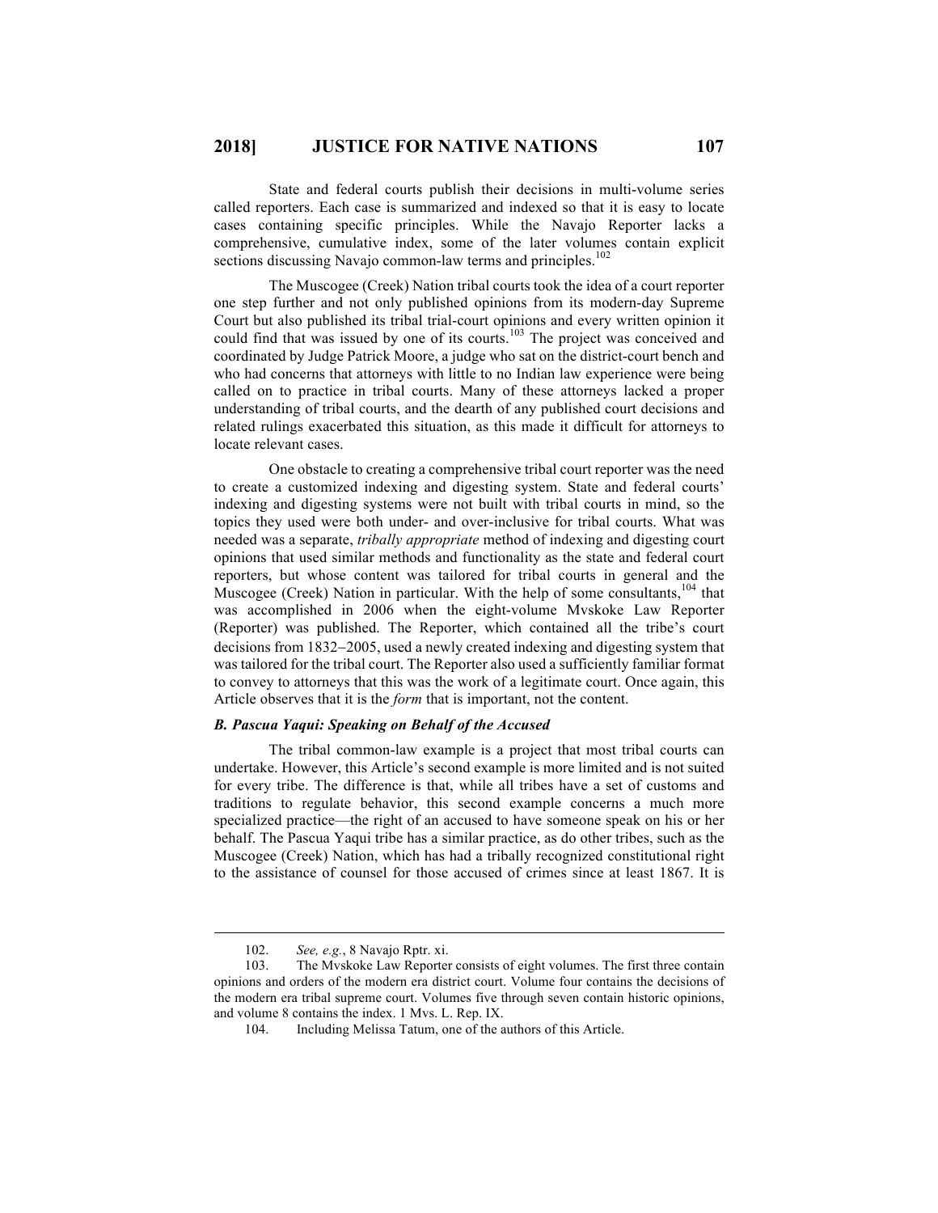State and federal courts publish their decisions in multi-volume series called reporters. Each case is summarized and indexed so that it is easy to locate cases containing specific principles. While the Navajo Reporter lacks a comprehensive, cumulative index, some of the later volumes contain explicit sections discussing Navajo common-law terms and principles.[102]

The Muscogee (Creek) Nation tribal courts took the idea of a court reporter one step further and not only published opinions from its modern-day Supreme Court but also published its tribal trial-court opinions and every written opinion it could find that was issued by one of its courts.[103] The project was conceived and coordinated by Judge Patrick Moore, a judge who sat on the district-court bench and who had concerns that attorneys with little to no Indian law experience were being called on to practice in tribal courts. Many of these attorneys lacked a proper understanding of tribal courts, and the dearth of any published court decisions and related rulings exacerbated this situation, as this made it difficult for attorneys to locate relevant cases.

One obstacle to creating a comprehensive tribal court reporter was the need to create a customized indexing and digesting system. State and federal courts' indexing and digesting systems were not built with tribal courts in mind, so the topics they used were both under- and over-inclusive for tribal courts. What was needed was a separate, *tribally appropriate* method of indexing and digesting court opinions that used similar methods and functionality as the state and federal court reporters, but whose content was tailored for tribal courts in general and the Muscogee (Creek) Nation in particular. With the help of some consultants,[104] that was accomplished in 2006 when the eight-volume Mvskoke Law Reporter (Reporter) was published. The Reporter, which contained all the tribe's court decisions from 1832–2005, used a newly created indexing and digesting system that was tailored for the tribal court. The Reporter also used a sufficiently familiar format to convey to attorneys that this was the work of a legitimate court. Once again, this Article observes that it is the *form* that is important, not the content.

### *B. Pascua Yaqui: Speaking on Behalf of the Accused*

The tribal common-law example is a project that most tribal courts can undertake. However, this Article's second example is more limited and is not suited for every tribe. The difference is that, while all tribes have a set of customs and traditions to regulate behavior, this second example concerns a much more specialized practice—the right of an accused to have someone speak on his or her behalf. The Pascua Yaqui tribe has a similar practice, as do other tribes, such as the Muscogee (Creek) Nation, which has had a tribally recognized constitutional right to the assistance of counsel for those accused of crimes since at least 1867. It is

---

102. *See, e.g.*, 8 Navajo Rptr. xi.

103. The Mvskoke Law Reporter consists of eight volumes. The first three contain opinions and orders of the modern era district court. Volume four contains the decisions of the modern era tribal supreme court. Volumes five through seven contain historic opinions, and volume 8 contains the index. 1 Mvs. L. Rep. IX.

104. Including Melissa Tatum, one of the authors of this Article.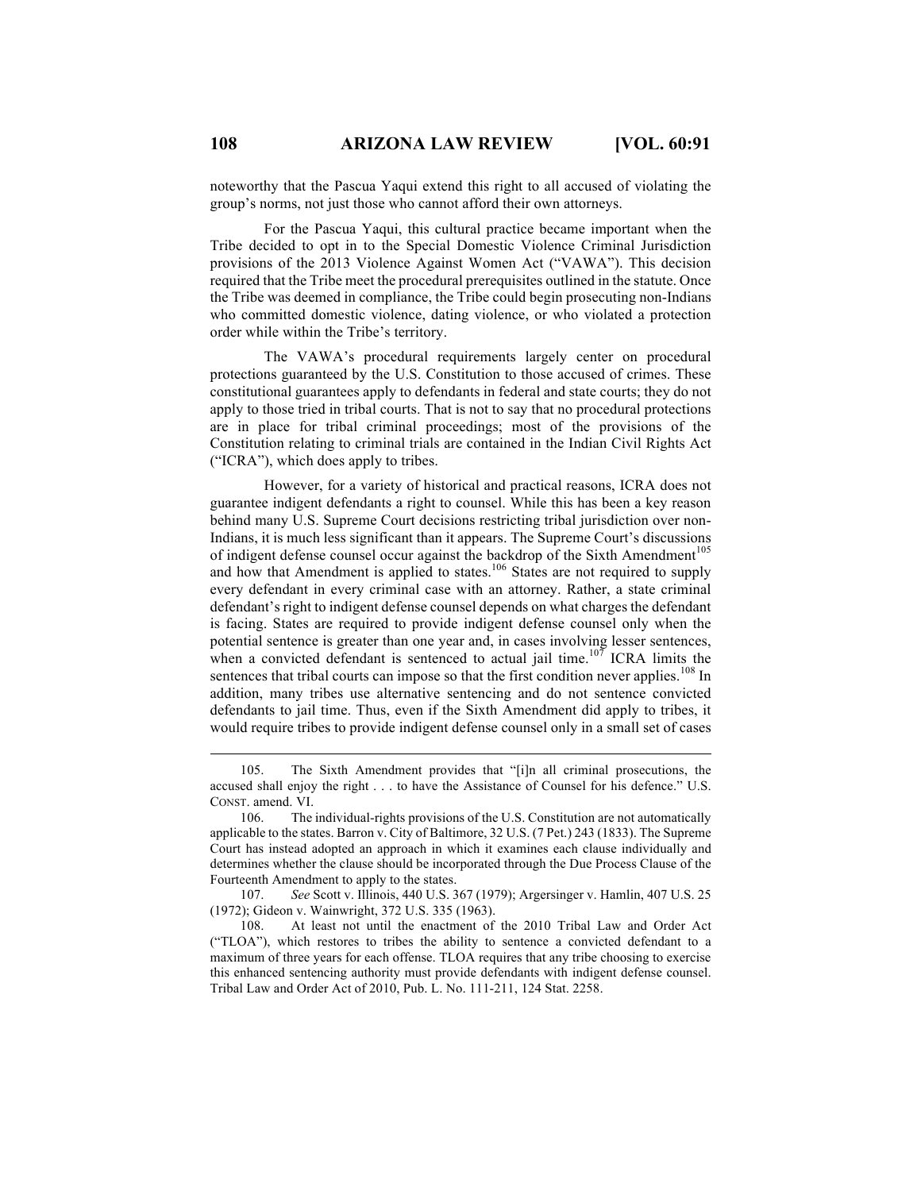noteworthy that the Pascua Yaqui extend this right to all accused of violating the group's norms, not just those who cannot afford their own attorneys.

For the Pascua Yaqui, this cultural practice became important when the Tribe decided to opt in to the Special Domestic Violence Criminal Jurisdiction provisions of the 2013 Violence Against Women Act ("VAWA"). This decision required that the Tribe meet the procedural prerequisites outlined in the statute. Once the Tribe was deemed in compliance, the Tribe could begin prosecuting non-Indians who committed domestic violence, dating violence, or who violated a protection order while within the Tribe's territory.

The VAWA's procedural requirements largely center on procedural protections guaranteed by the U.S. Constitution to those accused of crimes. These constitutional guarantees apply to defendants in federal and state courts; they do not apply to those tried in tribal courts. That is not to say that no procedural protections are in place for tribal criminal proceedings; most of the provisions of the Constitution relating to criminal trials are contained in the Indian Civil Rights Act ("ICRA"), which does apply to tribes.

However, for a variety of historical and practical reasons, ICRA does not guarantee indigent defendants a right to counsel. While this has been a key reason behind many U.S. Supreme Court decisions restricting tribal jurisdiction over non-Indians, it is much less significant than it appears. The Supreme Court's discussions of indigent defense counsel occur against the backdrop of the Sixth Amendment[105] and how that Amendment is applied to states.[106] States are not required to supply every defendant in every criminal case with an attorney. Rather, a state criminal defendant's right to indigent defense counsel depends on what charges the defendant is facing. States are required to provide indigent defense counsel only when the potential sentence is greater than one year and, in cases involving lesser sentences, when a convicted defendant is sentenced to actual jail time.[107] ICRA limits the sentences that tribal courts can impose so that the first condition never applies.[108] In addition, many tribes use alternative sentencing and do not sentence convicted defendants to jail time. Thus, even if the Sixth Amendment did apply to tribes, it would require tribes to provide indigent defense counsel only in a small set of cases

---

105. The Sixth Amendment provides that "[i]n all criminal prosecutions, the accused shall enjoy the right . . . to have the Assistance of Counsel for his defence." U.S. CONST. amend. VI.

106. The individual-rights provisions of the U.S. Constitution are not automatically applicable to the states. Barron v. City of Baltimore, 32 U.S. (7 Pet.) 243 (1833). The Supreme Court has instead adopted an approach in which it examines each clause individually and determines whether the clause should be incorporated through the Due Process Clause of the Fourteenth Amendment to apply to the states.

107. *See* Scott v. Illinois, 440 U.S. 367 (1979); Argersinger v. Hamlin, 407 U.S. 25 (1972); Gideon v. Wainwright, 372 U.S. 335 (1963).

108. At least not until the enactment of the 2010 Tribal Law and Order Act ("TLOA"), which restores to tribes the ability to sentence a convicted defendant to a maximum of three years for each offense. TLOA requires that any tribe choosing to exercise this enhanced sentencing authority must provide defendants with indigent defense counsel. Tribal Law and Order Act of 2010, Pub. L. No. 111-211, 124 Stat. 2258.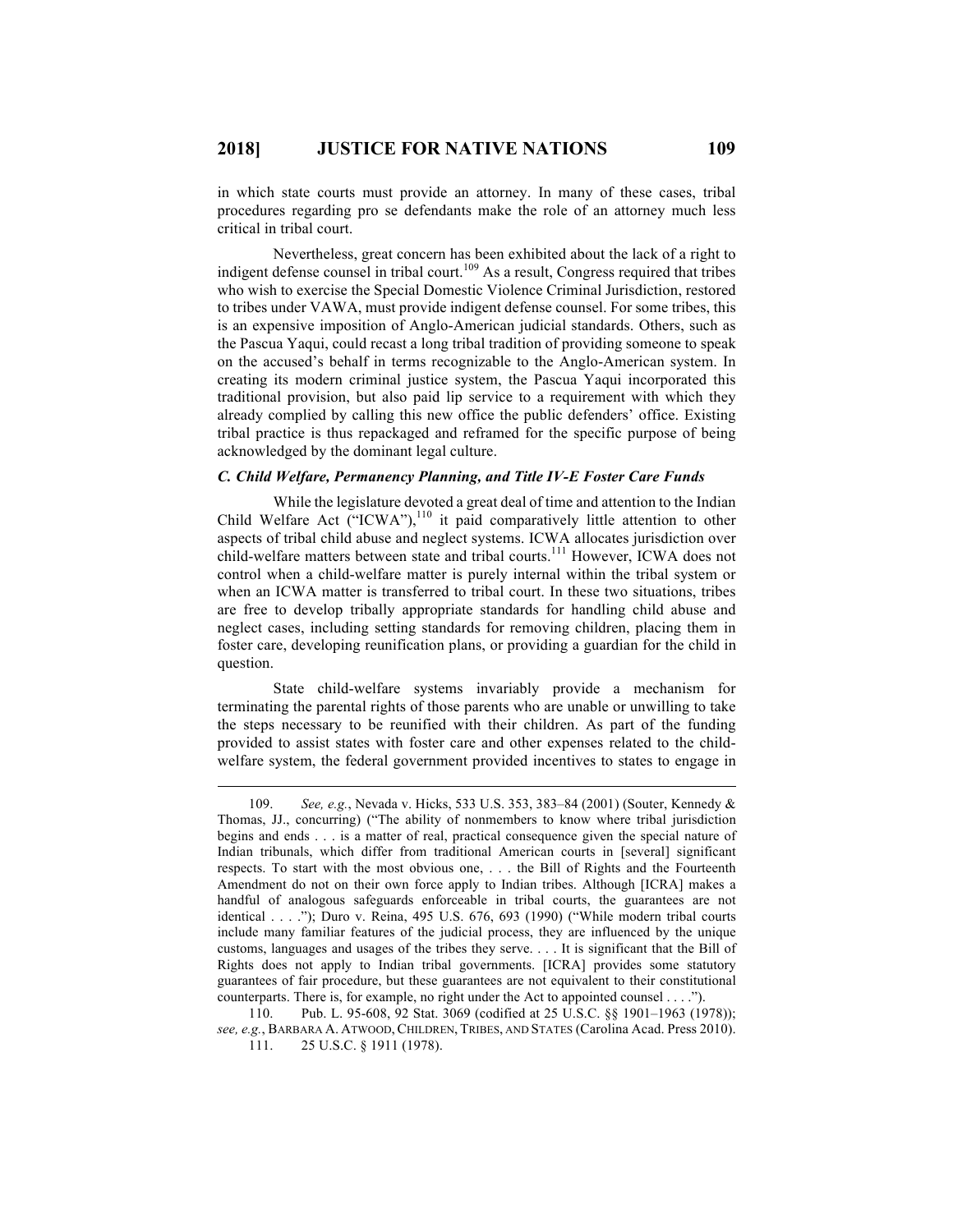in which state courts must provide an attorney. In many of these cases, tribal procedures regarding pro se defendants make the role of an attorney much less critical in tribal court.

Nevertheless, great concern has been exhibited about the lack of a right to indigent defense counsel in tribal court.[109] As a result, Congress required that tribes who wish to exercise the Special Domestic Violence Criminal Jurisdiction, restored to tribes under VAWA, must provide indigent defense counsel. For some tribes, this is an expensive imposition of Anglo-American judicial standards. Others, such as the Pascua Yaqui, could recast a long tribal tradition of providing someone to speak on the accused's behalf in terms recognizable to the Anglo-American system. In creating its modern criminal justice system, the Pascua Yaqui incorporated this traditional provision, but also paid lip service to a requirement with which they already complied by calling this new office the public defenders' office. Existing tribal practice is thus repackaged and reframed for the specific purpose of being acknowledged by the dominant legal culture.

### *C. Child Welfare, Permanency Planning, and Title IV-E Foster Care Funds*

While the legislature devoted a great deal of time and attention to the Indian Child Welfare Act ("ICWA"),[110] it paid comparatively little attention to other aspects of tribal child abuse and neglect systems. ICWA allocates jurisdiction over child-welfare matters between state and tribal courts.[111] However, ICWA does not control when a child-welfare matter is purely internal within the tribal system or when an ICWA matter is transferred to tribal court. In these two situations, tribes are free to develop tribally appropriate standards for handling child abuse and neglect cases, including setting standards for removing children, placing them in foster care, developing reunification plans, or providing a guardian for the child in question.

State child-welfare systems invariably provide a mechanism for terminating the parental rights of those parents who are unable or unwilling to take the steps necessary to be reunified with their children. As part of the funding provided to assist states with foster care and other expenses related to the child-welfare system, the federal government provided incentives to states to engage in

---

109. *See, e.g.*, Nevada v. Hicks, 533 U.S. 353, 383–84 (2001) (Souter, Kennedy & Thomas, JJ., concurring) ("The ability of nonmembers to know where tribal jurisdiction begins and ends . . . is a matter of real, practical consequence given the special nature of Indian tribunals, which differ from traditional American courts in [several] significant respects. To start with the most obvious one, . . . the Bill of Rights and the Fourteenth Amendment do not on their own force apply to Indian tribes. Although [ICRA] makes a handful of analogous safeguards enforceable in tribal courts, the guarantees are not identical . . . ."); Duro v. Reina, 495 U.S. 676, 693 (1990) ("While modern tribal courts include many familiar features of the judicial process, they are influenced by the unique customs, languages and usages of the tribes they serve. . . . It is significant that the Bill of Rights does not apply to Indian tribal governments. [ICRA] provides some statutory guarantees of fair procedure, but these guarantees are not equivalent to their constitutional counterparts. There is, for example, no right under the Act to appointed counsel . . . .").

110. Pub. L. 95-608, 92 Stat. 3069 (codified at 25 U.S.C. §§ 1901–1963 (1978)); *see, e.g.*, BARBARA A. ATWOOD, CHILDREN, TRIBES, AND STATES (Carolina Acad. Press 2010).

111. 25 U.S.C. § 1911 (1978).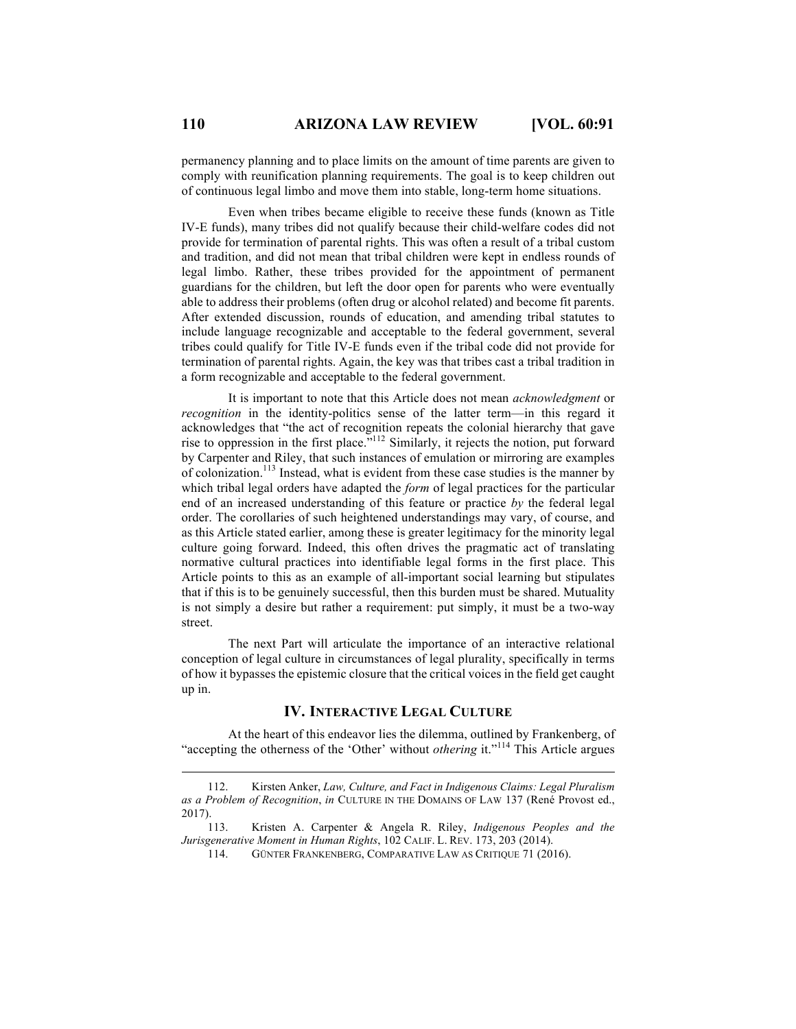permanency planning and to place limits on the amount of time parents are given to comply with reunification planning requirements. The goal is to keep children out of continuous legal limbo and move them into stable, long-term home situations.

Even when tribes became eligible to receive these funds (known as Title IV-E funds), many tribes did not qualify because their child-welfare codes did not provide for termination of parental rights. This was often a result of a tribal custom and tradition, and did not mean that tribal children were kept in endless rounds of legal limbo. Rather, these tribes provided for the appointment of permanent guardians for the children, but left the door open for parents who were eventually able to address their problems (often drug or alcohol related) and become fit parents. After extended discussion, rounds of education, and amending tribal statutes to include language recognizable and acceptable to the federal government, several tribes could qualify for Title IV-E funds even if the tribal code did not provide for termination of parental rights. Again, the key was that tribes cast a tribal tradition in a form recognizable and acceptable to the federal government.

It is important to note that this Article does not mean *acknowledgment* or *recognition* in the identity-politics sense of the latter term—in this regard it acknowledges that "the act of recognition repeats the colonial hierarchy that gave rise to oppression in the first place."[112] Similarly, it rejects the notion, put forward by Carpenter and Riley, that such instances of emulation or mirroring are examples of colonization.[113] Instead, what is evident from these case studies is the manner by which tribal legal orders have adapted the *form* of legal practices for the particular end of an increased understanding of this feature or practice *by* the federal legal order. The corollaries of such heightened understandings may vary, of course, and as this Article stated earlier, among these is greater legitimacy for the minority legal culture going forward. Indeed, this often drives the pragmatic act of translating normative cultural practices into identifiable legal forms in the first place. This Article points to this as an example of all-important social learning but stipulates that if this is to be genuinely successful, then this burden must be shared. Mutuality is not simply a desire but rather a requirement: put simply, it must be a two-way street.

The next Part will articulate the importance of an interactive relational conception of legal culture in circumstances of legal plurality, specifically in terms of how it bypasses the epistemic closure that the critical voices in the field get caught up in.

## IV. INTERACTIVE LEGAL CULTURE

At the heart of this endeavor lies the dilemma, outlined by Frankenberg, of "accepting the otherness of the 'Other' without *othering* it."[114] This Article argues

---

112. Kirsten Anker, *Law, Culture, and Fact in Indigenous Claims: Legal Pluralism as a Problem of Recognition*, *in* CULTURE IN THE DOMAINS OF LAW 137 (René Provost ed., 2017).

113. Kristen A. Carpenter & Angela R. Riley, *Indigenous Peoples and the Jurisgenerative Moment in Human Rights*, 102 CALIF. L. REV. 173, 203 (2014).

114. GÜNTER FRANKENBERG, COMPARATIVE LAW AS CRITIQUE 71 (2016).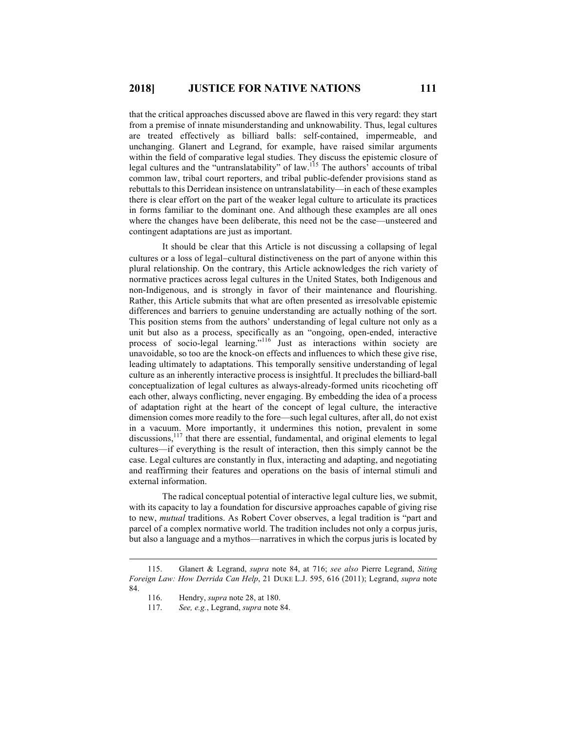that the critical approaches discussed above are flawed in this very regard: they start from a premise of innate misunderstanding and unknowability. Thus, legal cultures are treated effectively as billiard balls: self-contained, impermeable, and unchanging. Glanert and Legrand, for example, have raised similar arguments within the field of comparative legal studies. They discuss the epistemic closure of legal cultures and the "untranslatability" of law.[115] The authors' accounts of tribal common law, tribal court reporters, and tribal public-defender provisions stand as rebuttals to this Derridean insistence on untranslatability—in each of these examples there is clear effort on the part of the weaker legal culture to articulate its practices in forms familiar to the dominant one. And although these examples are all ones where the changes have been deliberate, this need not be the case—unsteered and contingent adaptations are just as important.

It should be clear that this Article is not discussing a collapsing of legal cultures or a loss of legal–cultural distinctiveness on the part of anyone within this plural relationship. On the contrary, this Article acknowledges the rich variety of normative practices across legal cultures in the United States, both Indigenous and non-Indigenous, and is strongly in favor of their maintenance and flourishing. Rather, this Article submits that what are often presented as irresolvable epistemic differences and barriers to genuine understanding are actually nothing of the sort. This position stems from the authors' understanding of legal culture not only as a unit but also as a process, specifically as an "ongoing, open-ended, interactive process of socio-legal learning."[116] Just as interactions within society are unavoidable, so too are the knock-on effects and influences to which these give rise, leading ultimately to adaptations. This temporally sensitive understanding of legal culture as an inherently interactive process is insightful. It precludes the billiard-ball conceptualization of legal cultures as always-already-formed units ricocheting off each other, always conflicting, never engaging. By embedding the idea of a process of adaptation right at the heart of the concept of legal culture, the interactive dimension comes more readily to the fore—such legal cultures, after all, do not exist in a vacuum. More importantly, it undermines this notion, prevalent in some discussions,[117] that there are essential, fundamental, and original elements to legal cultures—if everything is the result of interaction, then this simply cannot be the case. Legal cultures are constantly in flux, interacting and adapting, and negotiating and reaffirming their features and operations on the basis of internal stimuli and external information.

The radical conceptual potential of interactive legal culture lies, we submit, with its capacity to lay a foundation for discursive approaches capable of giving rise to new, *mutual* traditions. As Robert Cover observes, a legal tradition is "part and parcel of a complex normative world. The tradition includes not only a corpus juris, but also a language and a mythos—narratives in which the corpus juris is located by

---

115. Glanert & Legrand, *supra* note 84, at 716; *see also* Pierre Legrand, *Siting Foreign Law: How Derrida Can Help*, 21 DUKE L.J. 595, 616 (2011); Legrand, *supra* note 84.

116. Hendry, *supra* note 28, at 180.

117. *See, e.g.*, Legrand, *supra* note 84.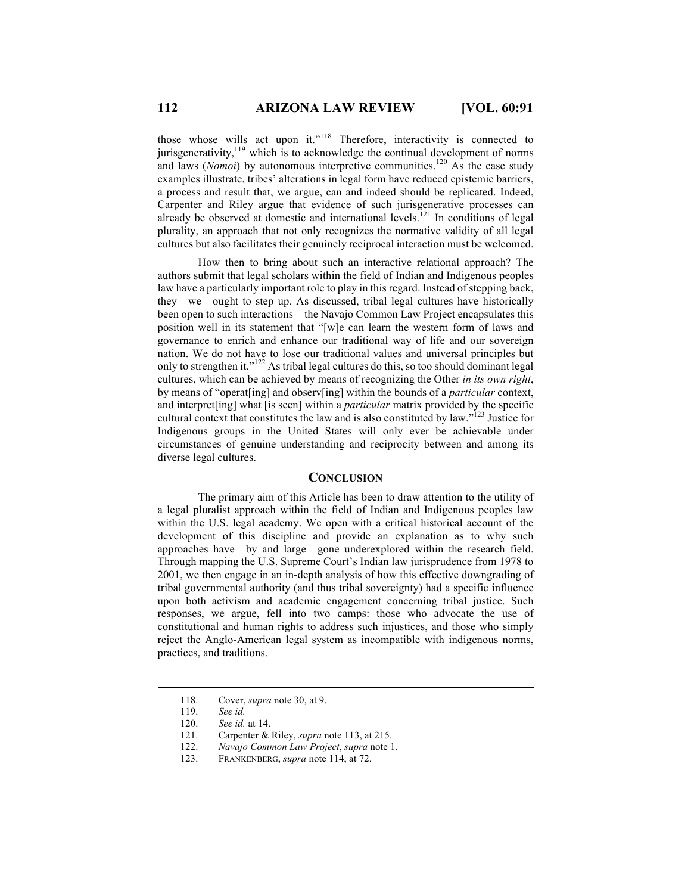those whose wills act upon it."[118] Therefore, interactivity is connected to jurisgenerativity,[119] which is to acknowledge the continual development of norms and laws (*Nomoi*) by autonomous interpretive communities.[120] As the case study examples illustrate, tribes' alterations in legal form have reduced epistemic barriers, a process and result that, we argue, can and indeed should be replicated. Indeed, Carpenter and Riley argue that evidence of such jurisgenerative processes can already be observed at domestic and international levels.[121] In conditions of legal plurality, an approach that not only recognizes the normative validity of all legal cultures but also facilitates their genuinely reciprocal interaction must be welcomed.

How then to bring about such an interactive relational approach? The authors submit that legal scholars within the field of Indian and Indigenous peoples law have a particularly important role to play in this regard. Instead of stepping back, they—we—ought to step up. As discussed, tribal legal cultures have historically been open to such interactions—the Navajo Common Law Project encapsulates this position well in its statement that "[w]e can learn the western form of laws and governance to enrich and enhance our traditional way of life and our sovereign nation. We do not have to lose our traditional values and universal principles but only to strengthen it."[122] As tribal legal cultures do this, so too should dominant legal cultures, which can be achieved by means of recognizing the Other *in its own right*, by means of "operat[ing] and observ[ing] within the bounds of a *particular* context, and interpret[ing] what [is seen] within a *particular* matrix provided by the specific cultural context that constitutes the law and is also constituted by law."[123] Justice for Indigenous groups in the United States will only ever be achievable under circumstances of genuine understanding and reciprocity between and among its diverse legal cultures.

## CONCLUSION

The primary aim of this Article has been to draw attention to the utility of a legal pluralist approach within the field of Indian and Indigenous peoples law within the U.S. legal academy. We open with a critical historical account of the development of this discipline and provide an explanation as to why such approaches have—by and large—gone underexplored within the research field. Through mapping the U.S. Supreme Court's Indian law jurisprudence from 1978 to 2001, we then engage in an in-depth analysis of how this effective downgrading of tribal governmental authority (and thus tribal sovereignty) had a specific influence upon both activism and academic engagement concerning tribal justice. Such responses, we argue, fell into two camps: those who advocate the use of constitutional and human rights to address such injustices, and those who simply reject the Anglo-American legal system as incompatible with indigenous norms, practices, and traditions.

---

118. Cover, *supra* note 30, at 9.
119. *See id.*
120. *See id.* at 14.
121. Carpenter & Riley, *supra* note 113, at 215.
122. *Navajo Common Law Project*, *supra* note 1.
123. FRANKENBERG, *supra* note 114, at 72.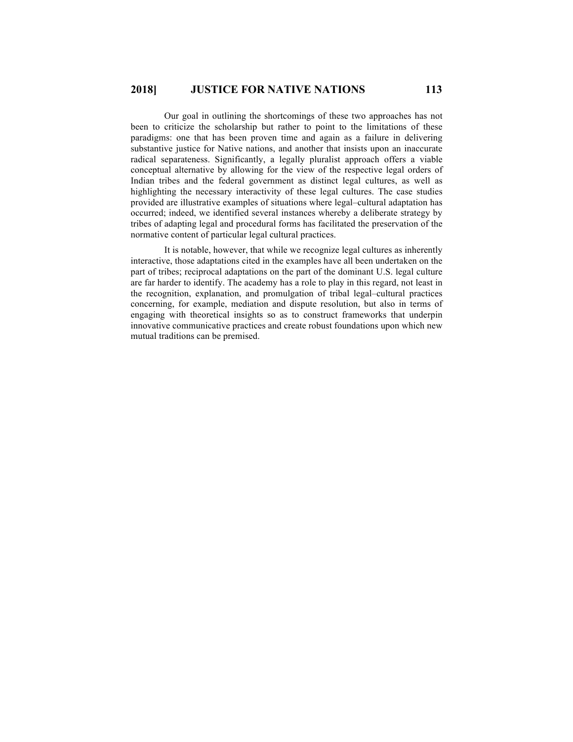Our goal in outlining the shortcomings of these two approaches has not been to criticize the scholarship but rather to point to the limitations of these paradigms: one that has been proven time and again as a failure in delivering substantive justice for Native nations, and another that insists upon an inaccurate radical separateness. Significantly, a legally pluralist approach offers a viable conceptual alternative by allowing for the view of the respective legal orders of Indian tribes and the federal government as distinct legal cultures, as well as highlighting the necessary interactivity of these legal cultures. The case studies provided are illustrative examples of situations where legal–cultural adaptation has occurred; indeed, we identified several instances whereby a deliberate strategy by tribes of adapting legal and procedural forms has facilitated the preservation of the normative content of particular legal cultural practices.

It is notable, however, that while we recognize legal cultures as inherently interactive, those adaptations cited in the examples have all been undertaken on the part of tribes; reciprocal adaptations on the part of the dominant U.S. legal culture are far harder to identify. The academy has a role to play in this regard, not least in the recognition, explanation, and promulgation of tribal legal–cultural practices concerning, for example, mediation and dispute resolution, but also in terms of engaging with theoretical insights so as to construct frameworks that underpin innovative communicative practices and create robust foundations upon which new mutual traditions can be premised.